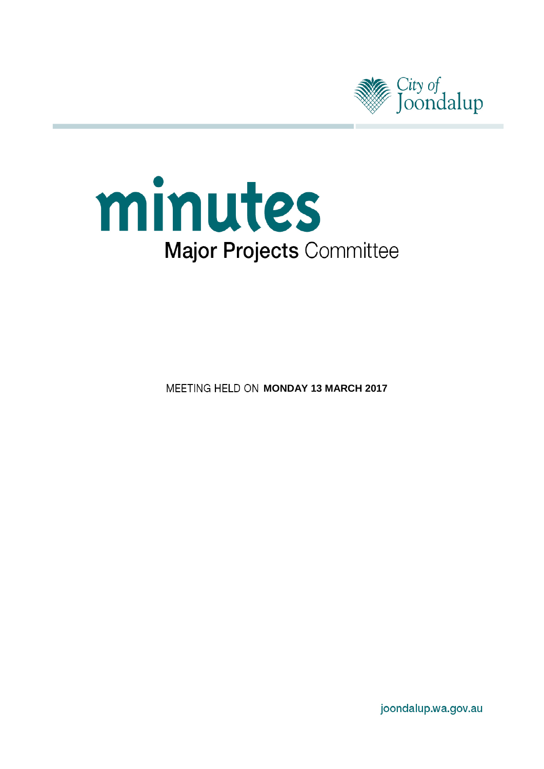City of Joondalup

# minutes

## Major Projects Committee

MEETING HELD ON **MONDAY 13 MARCH 2017**

joondalup.wa.gov.au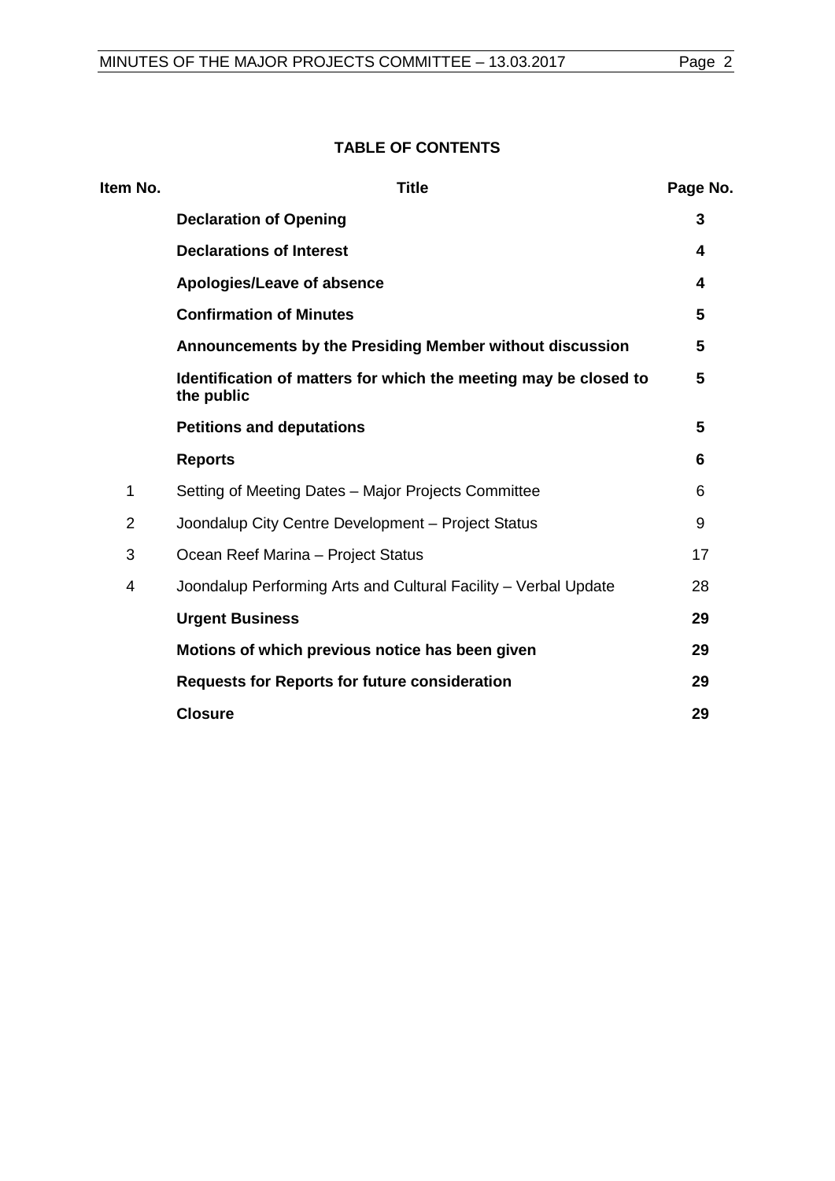## TABLE OF CONTENTS

| Item No. | Title | Page No. |
|---|---|---|
| | **Declaration of Opening** | **3** |
| | **Declarations of Interest** | **4** |
| | **Apologies/Leave of absence** | **4** |
| | **Confirmation of Minutes** | **5** |
| | **Announcements by the Presiding Member without discussion** | **5** |
| | **Identification of matters for which the meeting may be closed to the public** | **5** |
| | **Petitions and deputations** | **5** |
| | **Reports** | **6** |
| 1 | Setting of Meeting Dates – Major Projects Committee | 6 |
| 2 | Joondalup City Centre Development – Project Status | 9 |
| 3 | Ocean Reef Marina – Project Status | 17 |
| 4 | Joondalup Performing Arts and Cultural Facility – Verbal Update | 28 |
| | **Urgent Business** | **29** |
| | **Motions of which previous notice has been given** | **29** |
| | **Requests for Reports for future consideration** | **29** |
| | **Closure** | **29** |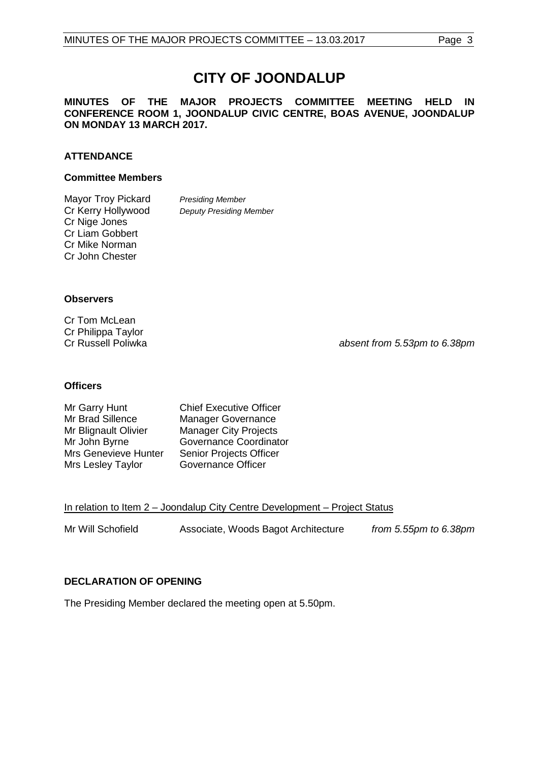# CITY OF JOONDALUP

**MINUTES OF THE MAJOR PROJECTS COMMITTEE MEETING HELD IN CONFERENCE ROOM 1, JOONDALUP CIVIC CENTRE, BOAS AVENUE, JOONDALUP ON MONDAY 13 MARCH 2017.**

## ATTENDANCE

### Committee Members

| | |
|---|---|
| Mayor Troy Pickard | *Presiding Member* |
| Cr Kerry Hollywood | *Deputy Presiding Member* |
| Cr Nige Jones | |
| Cr Liam Gobbert | |
| Cr Mike Norman | |
| Cr John Chester | |

### Observers

| | |
|---|---|
| Cr Tom McLean | |
| Cr Philippa Taylor | |
| Cr Russell Poliwka | *absent from 5.53pm to 6.38pm* |

### Officers

| | |
|---|---|
| Mr Garry Hunt | Chief Executive Officer |
| Mr Brad Sillence | Manager Governance |
| Mr Blignault Olivier | Manager City Projects |
| Mr John Byrne | Governance Coordinator |
| Mrs Genevieve Hunter | Senior Projects Officer |
| Mrs Lesley Taylor | Governance Officer |

<u>In relation to Item 2 – Joondalup City Centre Development – Project Status</u>

| | | |
|---|---|---|
| Mr Will Schofield | Associate, Woods Bagot Architecture | *from 5.55pm to 6.38pm* |

## DECLARATION OF OPENING

The Presiding Member declared the meeting open at 5.50pm.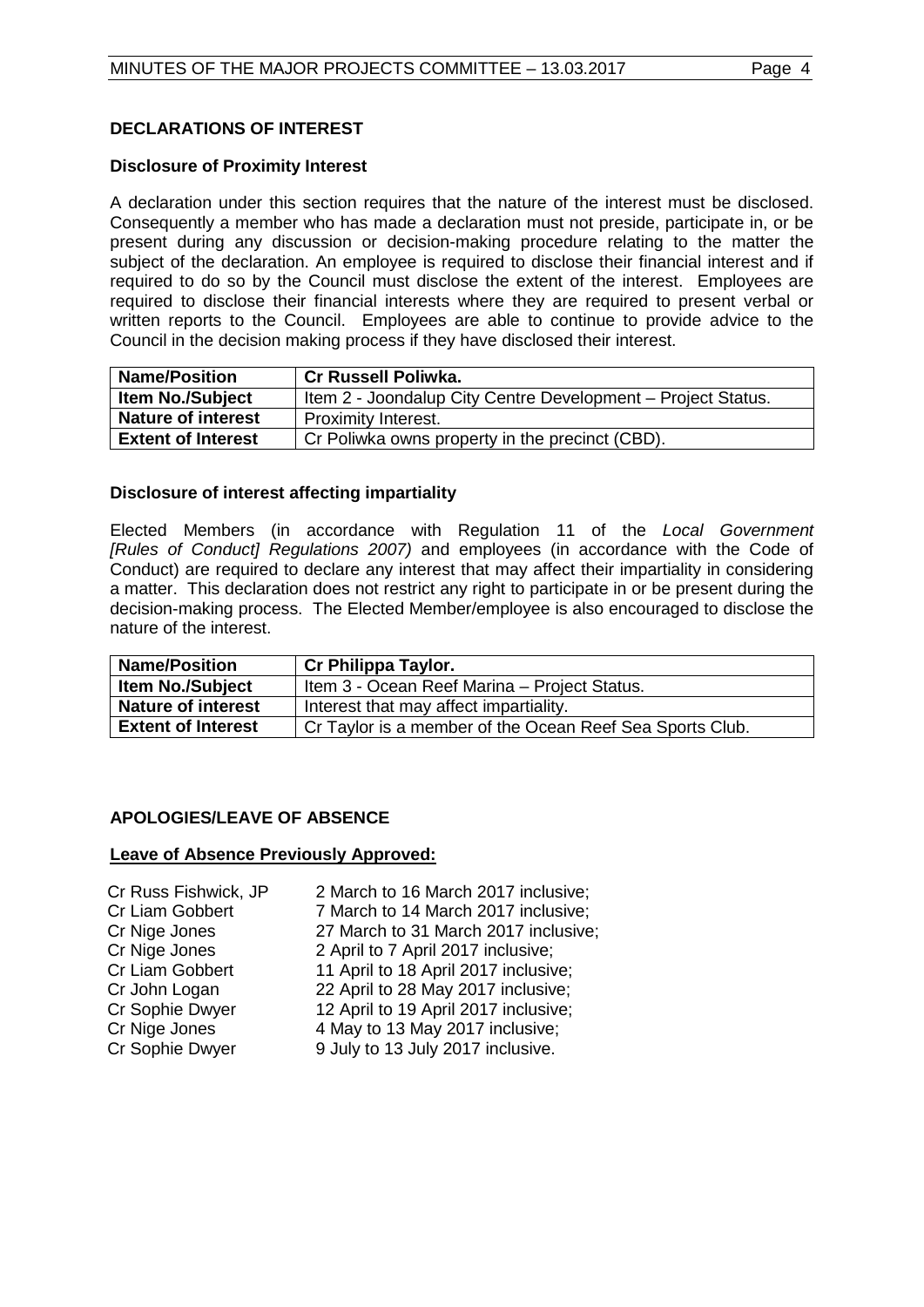## DECLARATIONS OF INTEREST

### Disclosure of Proximity Interest

A declaration under this section requires that the nature of the interest must be disclosed. Consequently a member who has made a declaration must not preside, participate in, or be present during any discussion or decision-making procedure relating to the matter the subject of the declaration. An employee is required to disclose their financial interest and if required to do so by the Council must disclose the extent of the interest. Employees are required to disclose their financial interests where they are required to present verbal or written reports to the Council. Employees are able to continue to provide advice to the Council in the decision making process if they have disclosed their interest.

| **Name/Position** | **Cr Russell Poliwka.** |
|---|---|
| **Item No./Subject** | Item 2 - Joondalup City Centre Development – Project Status. |
| **Nature of interest** | Proximity Interest. |
| **Extent of Interest** | Cr Poliwka owns property in the precinct (CBD). |

### Disclosure of interest affecting impartiality

Elected Members (in accordance with Regulation 11 of the *Local Government [Rules of Conduct] Regulations 2007)* and employees (in accordance with the Code of Conduct) are required to declare any interest that may affect their impartiality in considering a matter. This declaration does not restrict any right to participate in or be present during the decision-making process. The Elected Member/employee is also encouraged to disclose the nature of the interest.

| **Name/Position** | **Cr Philippa Taylor.** |
|---|---|
| **Item No./Subject** | Item 3 - Ocean Reef Marina – Project Status. |
| **Nature of interest** | Interest that may affect impartiality. |
| **Extent of Interest** | Cr Taylor is a member of the Ocean Reef Sea Sports Club. |

## APOLOGIES/LEAVE OF ABSENCE

**Leave of Absence Previously Approved:**

| | |
|---|---|
| Cr Russ Fishwick, JP | 2 March to 16 March 2017 inclusive; |
| Cr Liam Gobbert | 7 March to 14 March 2017 inclusive; |
| Cr Nige Jones | 27 March to 31 March 2017 inclusive; |
| Cr Nige Jones | 2 April to 7 April 2017 inclusive; |
| Cr Liam Gobbert | 11 April to 18 April 2017 inclusive; |
| Cr John Logan | 22 April to 28 May 2017 inclusive; |
| Cr Sophie Dwyer | 12 April to 19 April 2017 inclusive; |
| Cr Nige Jones | 4 May to 13 May 2017 inclusive; |
| Cr Sophie Dwyer | 9 July to 13 July 2017 inclusive. |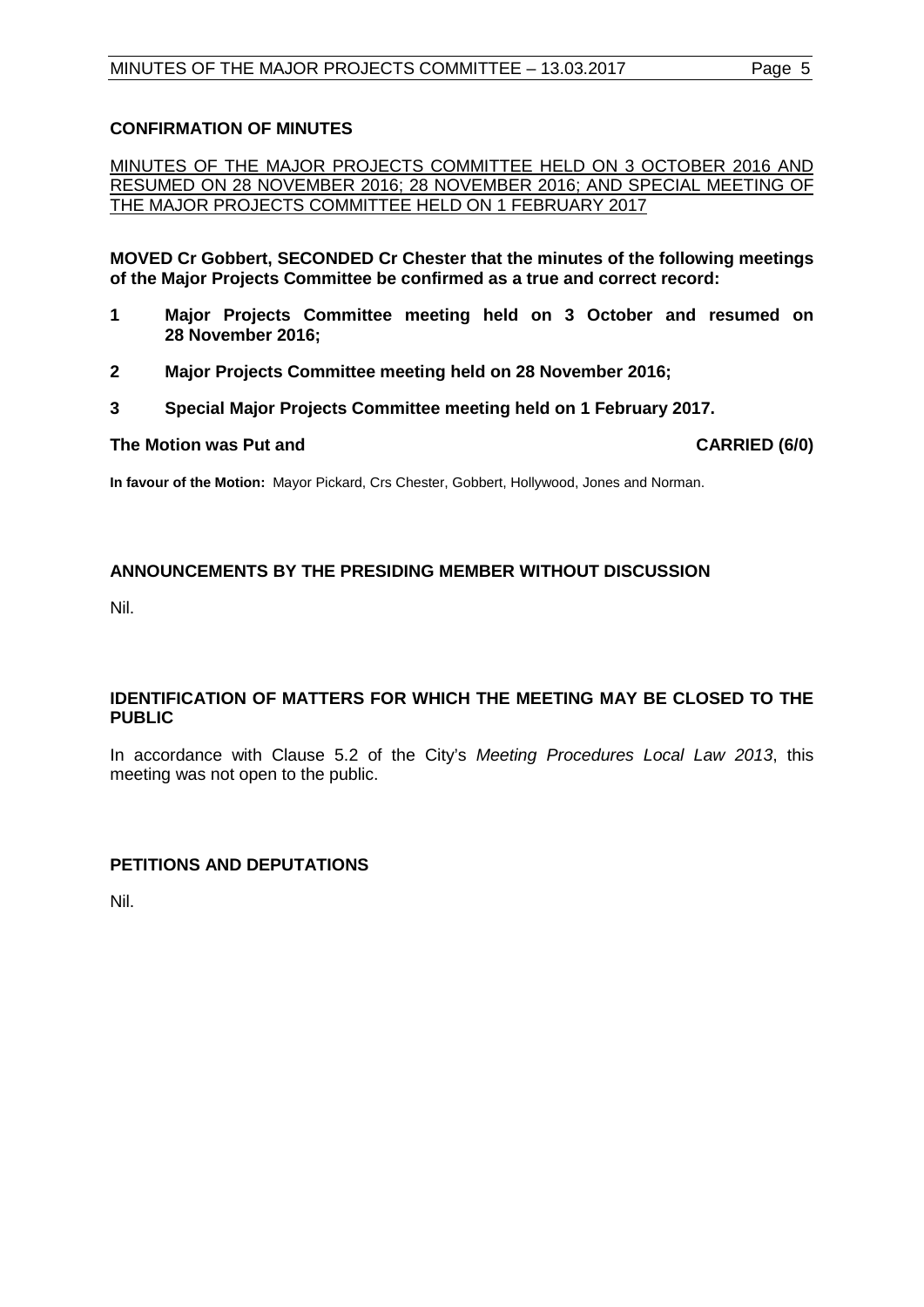## CONFIRMATION OF MINUTES

MINUTES OF THE MAJOR PROJECTS COMMITTEE HELD ON 3 OCTOBER 2016 AND RESUMED ON 28 NOVEMBER 2016; 28 NOVEMBER 2016; AND SPECIAL MEETING OF THE MAJOR PROJECTS COMMITTEE HELD ON 1 FEBRUARY 2017

**MOVED Cr Gobbert, SECONDED Cr Chester that the minutes of the following meetings of the Major Projects Committee be confirmed as a true and correct record:**

**1 Major Projects Committee meeting held on 3 October and resumed on 28 November 2016;**

**2 Major Projects Committee meeting held on 28 November 2016;**

**3 Special Major Projects Committee meeting held on 1 February 2017.**

**The Motion was Put and CARRIED (6/0)**

**In favour of the Motion:** Mayor Pickard, Crs Chester, Gobbert, Hollywood, Jones and Norman.

## ANNOUNCEMENTS BY THE PRESIDING MEMBER WITHOUT DISCUSSION

Nil.

## IDENTIFICATION OF MATTERS FOR WHICH THE MEETING MAY BE CLOSED TO THE PUBLIC

In accordance with Clause 5.2 of the City's *Meeting Procedures Local Law 2013*, this meeting was not open to the public.

## PETITIONS AND DEPUTATIONS

Nil.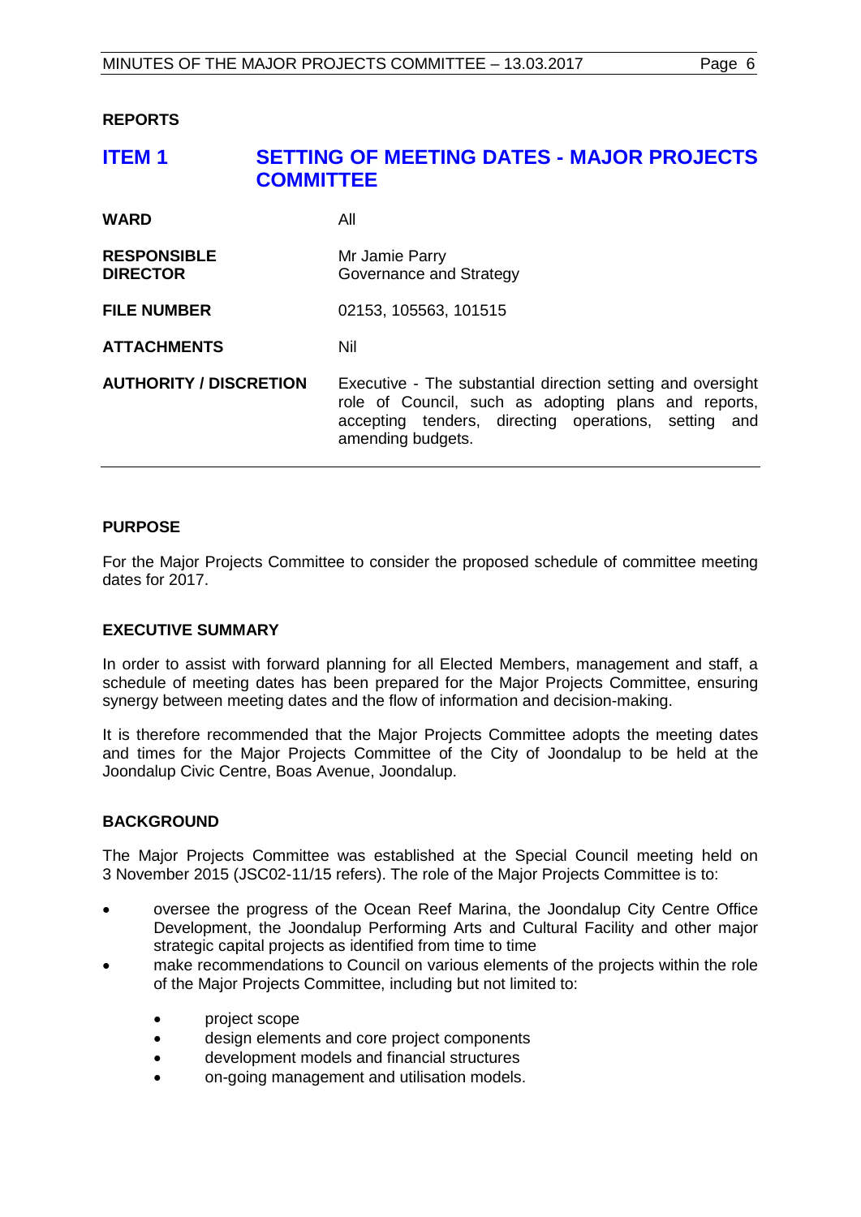## REPORTS

## ITEM 1 SETTING OF MEETING DATES - MAJOR PROJECTS COMMITTEE

| | |
|---|---|
| **WARD** | All |
| **RESPONSIBLE DIRECTOR** | Mr Jamie Parry<br>Governance and Strategy |
| **FILE NUMBER** | 02153, 105563, 101515 |
| **ATTACHMENTS** | Nil |
| **AUTHORITY / DISCRETION** | Executive - The substantial direction setting and oversight role of Council, such as adopting plans and reports, accepting tenders, directing operations, setting and amending budgets. |

### PURPOSE

For the Major Projects Committee to consider the proposed schedule of committee meeting dates for 2017.

### EXECUTIVE SUMMARY

In order to assist with forward planning for all Elected Members, management and staff, a schedule of meeting dates has been prepared for the Major Projects Committee, ensuring synergy between meeting dates and the flow of information and decision-making.

It is therefore recommended that the Major Projects Committee adopts the meeting dates and times for the Major Projects Committee of the City of Joondalup to be held at the Joondalup Civic Centre, Boas Avenue, Joondalup.

### BACKGROUND

The Major Projects Committee was established at the Special Council meeting held on 3 November 2015 (JSC02-11/15 refers). The role of the Major Projects Committee is to:

- oversee the progress of the Ocean Reef Marina, the Joondalup City Centre Office Development, the Joondalup Performing Arts and Cultural Facility and other major strategic capital projects as identified from time to time
- make recommendations to Council on various elements of the projects within the role of the Major Projects Committee, including but not limited to:
    - project scope
    - design elements and core project components
    - development models and financial structures
    - on-going management and utilisation models.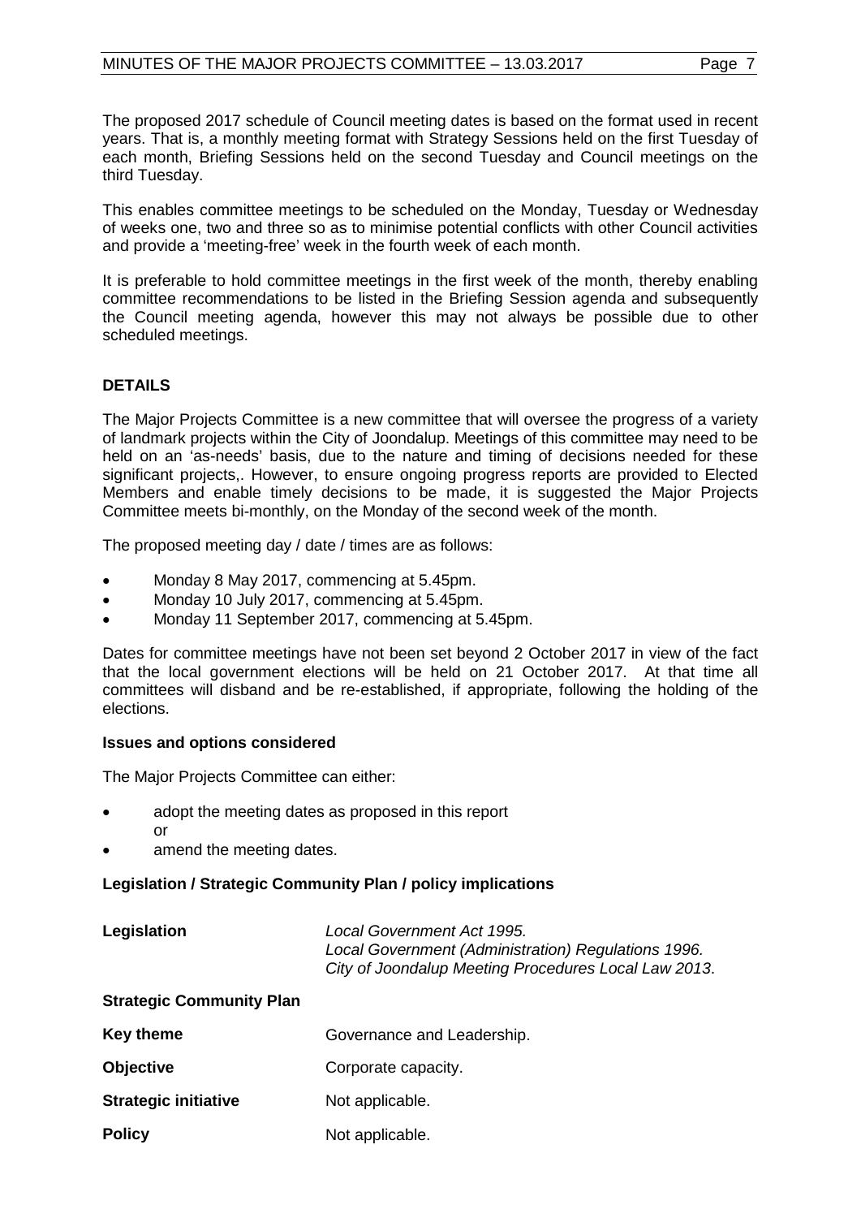The proposed 2017 schedule of Council meeting dates is based on the format used in recent years. That is, a monthly meeting format with Strategy Sessions held on the first Tuesday of each month, Briefing Sessions held on the second Tuesday and Council meetings on the third Tuesday.

This enables committee meetings to be scheduled on the Monday, Tuesday or Wednesday of weeks one, two and three so as to minimise potential conflicts with other Council activities and provide a 'meeting-free' week in the fourth week of each month.

It is preferable to hold committee meetings in the first week of the month, thereby enabling committee recommendations to be listed in the Briefing Session agenda and subsequently the Council meeting agenda, however this may not always be possible due to other scheduled meetings.

## DETAILS

The Major Projects Committee is a new committee that will oversee the progress of a variety of landmark projects within the City of Joondalup. Meetings of this committee may need to be held on an 'as-needs' basis, due to the nature and timing of decisions needed for these significant projects,. However, to ensure ongoing progress reports are provided to Elected Members and enable timely decisions to be made, it is suggested the Major Projects Committee meets bi-monthly, on the Monday of the second week of the month.

The proposed meeting day / date / times are as follows:

- Monday 8 May 2017, commencing at 5.45pm.
- Monday 10 July 2017, commencing at 5.45pm.
- Monday 11 September 2017, commencing at 5.45pm.

Dates for committee meetings have not been set beyond 2 October 2017 in view of the fact that the local government elections will be held on 21 October 2017. At that time all committees will disband and be re-established, if appropriate, following the holding of the elections.

### Issues and options considered

The Major Projects Committee can either:

- adopt the meeting dates as proposed in this report
  or
- amend the meeting dates.

### Legislation / Strategic Community Plan / policy implications

**Legislation** *Local Government Act 1995.*
*Local Government (Administration) Regulations 1996.*
*City of Joondalup Meeting Procedures Local Law 2013*.

**Strategic Community Plan**

**Key theme** Governance and Leadership.

**Objective** Corporate capacity.

**Strategic initiative** Not applicable.

**Policy** Not applicable.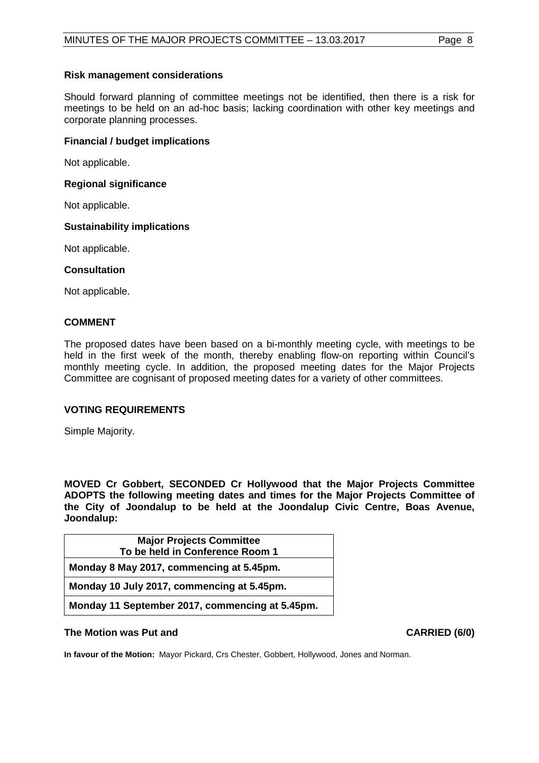**Risk management considerations**

Should forward planning of committee meetings not be identified, then there is a risk for meetings to be held on an ad-hoc basis; lacking coordination with other key meetings and corporate planning processes.

**Financial / budget implications**

Not applicable.

**Regional significance**

Not applicable.

**Sustainability implications**

Not applicable.

**Consultation**

Not applicable.

## COMMENT

The proposed dates have been based on a bi-monthly meeting cycle, with meetings to be held in the first week of the month, thereby enabling flow-on reporting within Council's monthly meeting cycle. In addition, the proposed meeting dates for the Major Projects Committee are cognisant of proposed meeting dates for a variety of other committees.

## VOTING REQUIREMENTS

Simple Majority.

**MOVED Cr Gobbert, SECONDED Cr Hollywood that the Major Projects Committee ADOPTS the following meeting dates and times for the Major Projects Committee of the City of Joondalup to be held at the Joondalup Civic Centre, Boas Avenue, Joondalup:**

| **Major Projects Committee To be held in Conference Room 1** |
| --- |
| **Monday 8 May 2017, commencing at 5.45pm.** |
| **Monday 10 July 2017, commencing at 5.45pm.** |
| **Monday 11 September 2017, commencing at 5.45pm.** |

**The Motion was Put and CARRIED (6/0)**

**In favour of the Motion:** Mayor Pickard, Crs Chester, Gobbert, Hollywood, Jones and Norman.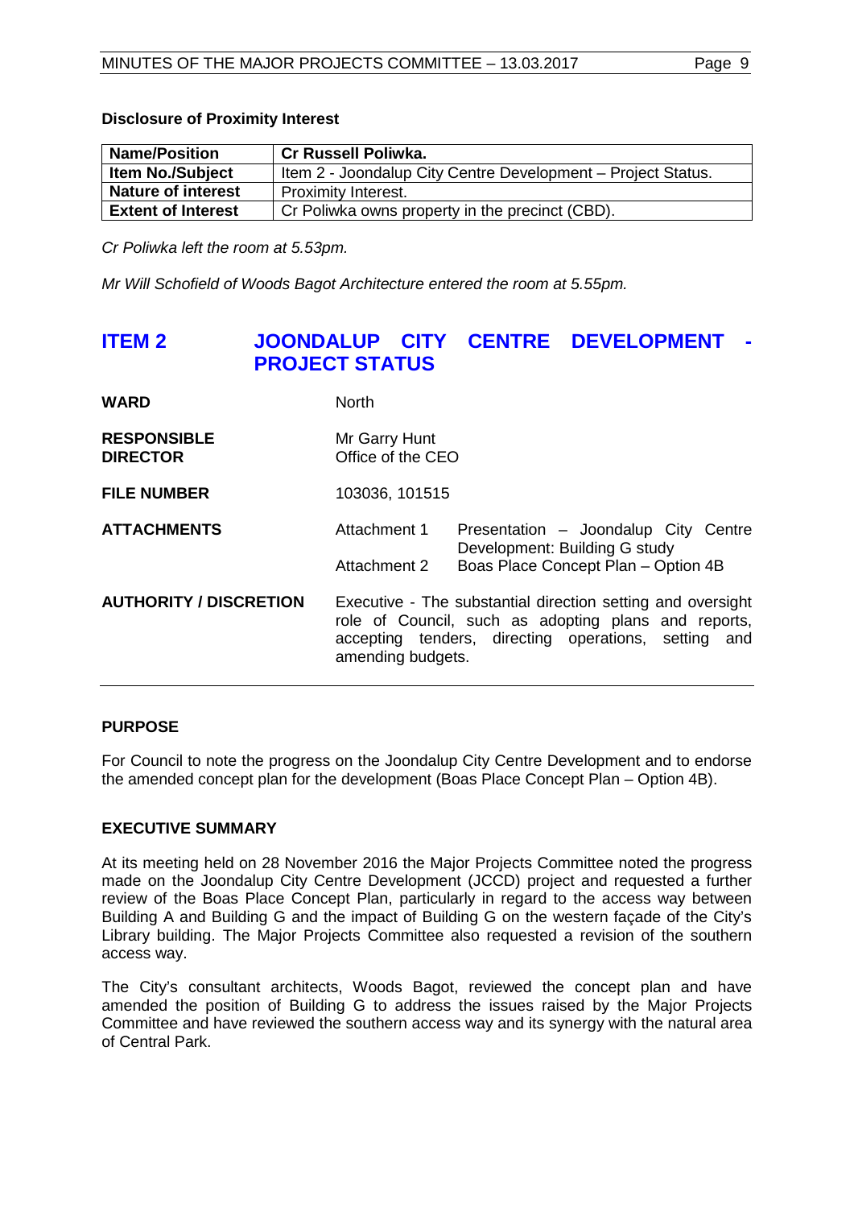**Disclosure of Proximity Interest**

| Name/Position | Cr Russell Poliwka. |
|---|---|
| Item No./Subject | Item 2 - Joondalup City Centre Development – Project Status. |
| Nature of interest | Proximity Interest. |
| Extent of Interest | Cr Poliwka owns property in the precinct (CBD). |

*Cr Poliwka left the room at 5.53pm.*

*Mr Will Schofield of Woods Bagot Architecture entered the room at 5.55pm.*

## ITEM 2 JOONDALUP CITY CENTRE DEVELOPMENT - PROJECT STATUS

**WARD** North

**RESPONSIBLE DIRECTOR** Mr Garry Hunt, Office of the CEO

**FILE NUMBER** 103036, 101515

**ATTACHMENTS**

| | |
|---|---|
| Attachment 1 | Presentation – Joondalup City Centre Development: Building G study |
| Attachment 2 | Boas Place Concept Plan – Option 4B |

**AUTHORITY / DISCRETION** Executive - The substantial direction setting and oversight role of Council, such as adopting plans and reports, accepting tenders, directing operations, setting and amending budgets.

### PURPOSE

For Council to note the progress on the Joondalup City Centre Development and to endorse the amended concept plan for the development (Boas Place Concept Plan – Option 4B).

### EXECUTIVE SUMMARY

At its meeting held on 28 November 2016 the Major Projects Committee noted the progress made on the Joondalup City Centre Development (JCCD) project and requested a further review of the Boas Place Concept Plan, particularly in regard to the access way between Building A and Building G and the impact of Building G on the western façade of the City's Library building. The Major Projects Committee also requested a revision of the southern access way.

The City's consultant architects, Woods Bagot, reviewed the concept plan and have amended the position of Building G to address the issues raised by the Major Projects Committee and have reviewed the southern access way and its synergy with the natural area of Central Park.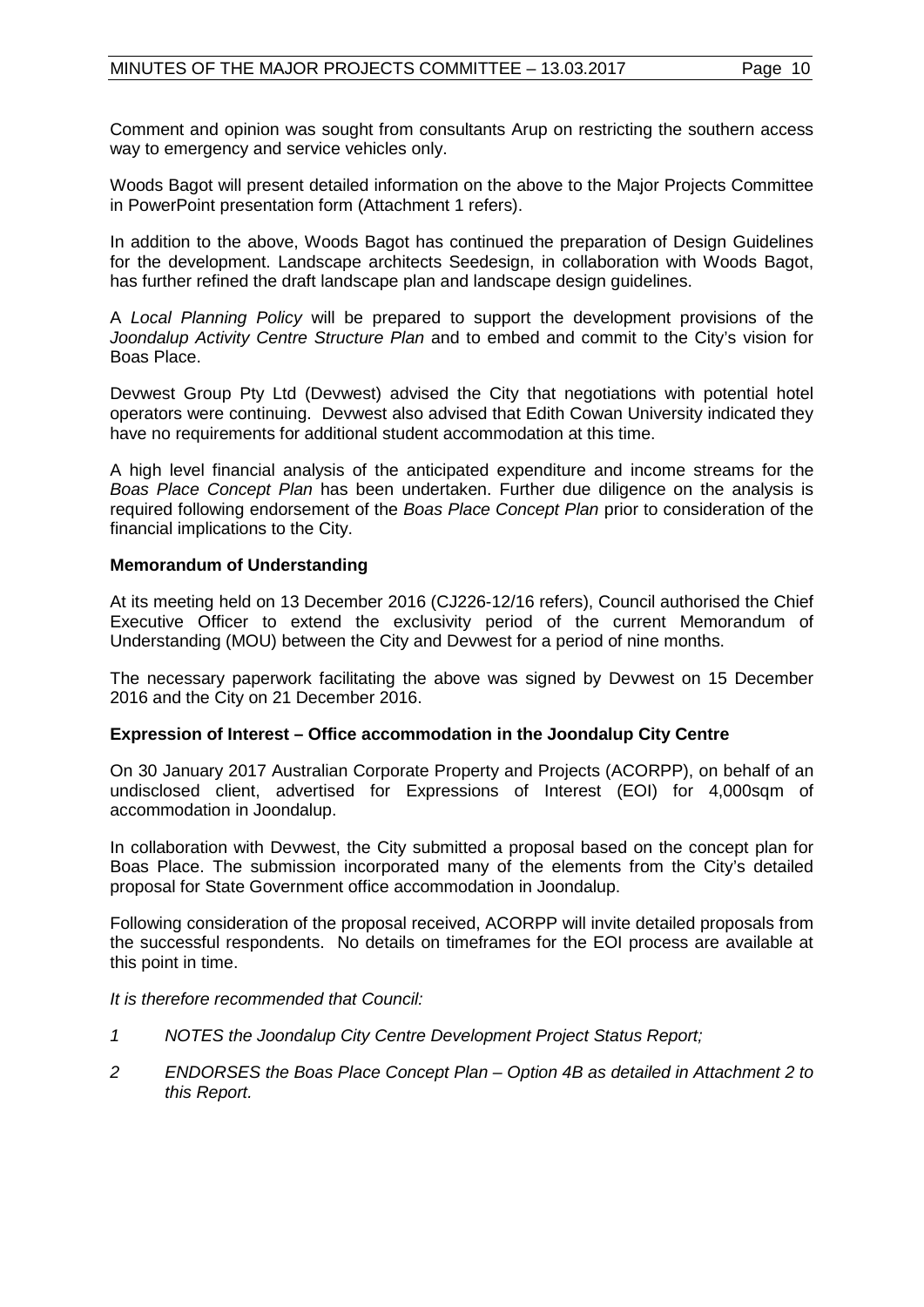Comment and opinion was sought from consultants Arup on restricting the southern access way to emergency and service vehicles only.

Woods Bagot will present detailed information on the above to the Major Projects Committee in PowerPoint presentation form (Attachment 1 refers).

In addition to the above, Woods Bagot has continued the preparation of Design Guidelines for the development. Landscape architects Seedesign, in collaboration with Woods Bagot, has further refined the draft landscape plan and landscape design guidelines.

A *Local Planning Policy* will be prepared to support the development provisions of the *Joondalup Activity Centre Structure Plan* and to embed and commit to the City's vision for Boas Place.

Devwest Group Pty Ltd (Devwest) advised the City that negotiations with potential hotel operators were continuing. Devwest also advised that Edith Cowan University indicated they have no requirements for additional student accommodation at this time.

A high level financial analysis of the anticipated expenditure and income streams for the *Boas Place Concept Plan* has been undertaken. Further due diligence on the analysis is required following endorsement of the *Boas Place Concept Plan* prior to consideration of the financial implications to the City.

**Memorandum of Understanding**

At its meeting held on 13 December 2016 (CJ226-12/16 refers), Council authorised the Chief Executive Officer to extend the exclusivity period of the current Memorandum of Understanding (MOU) between the City and Devwest for a period of nine months.

The necessary paperwork facilitating the above was signed by Devwest on 15 December 2016 and the City on 21 December 2016.

**Expression of Interest – Office accommodation in the Joondalup City Centre**

On 30 January 2017 Australian Corporate Property and Projects (ACORPP), on behalf of an undisclosed client, advertised for Expressions of Interest (EOI) for 4,000sqm of accommodation in Joondalup.

In collaboration with Devwest, the City submitted a proposal based on the concept plan for Boas Place. The submission incorporated many of the elements from the City's detailed proposal for State Government office accommodation in Joondalup.

Following consideration of the proposal received, ACORPP will invite detailed proposals from the successful respondents. No details on timeframes for the EOI process are available at this point in time.

*It is therefore recommended that Council:*

*1 NOTES the Joondalup City Centre Development Project Status Report;*

*2 ENDORSES the Boas Place Concept Plan – Option 4B as detailed in Attachment 2 to this Report.*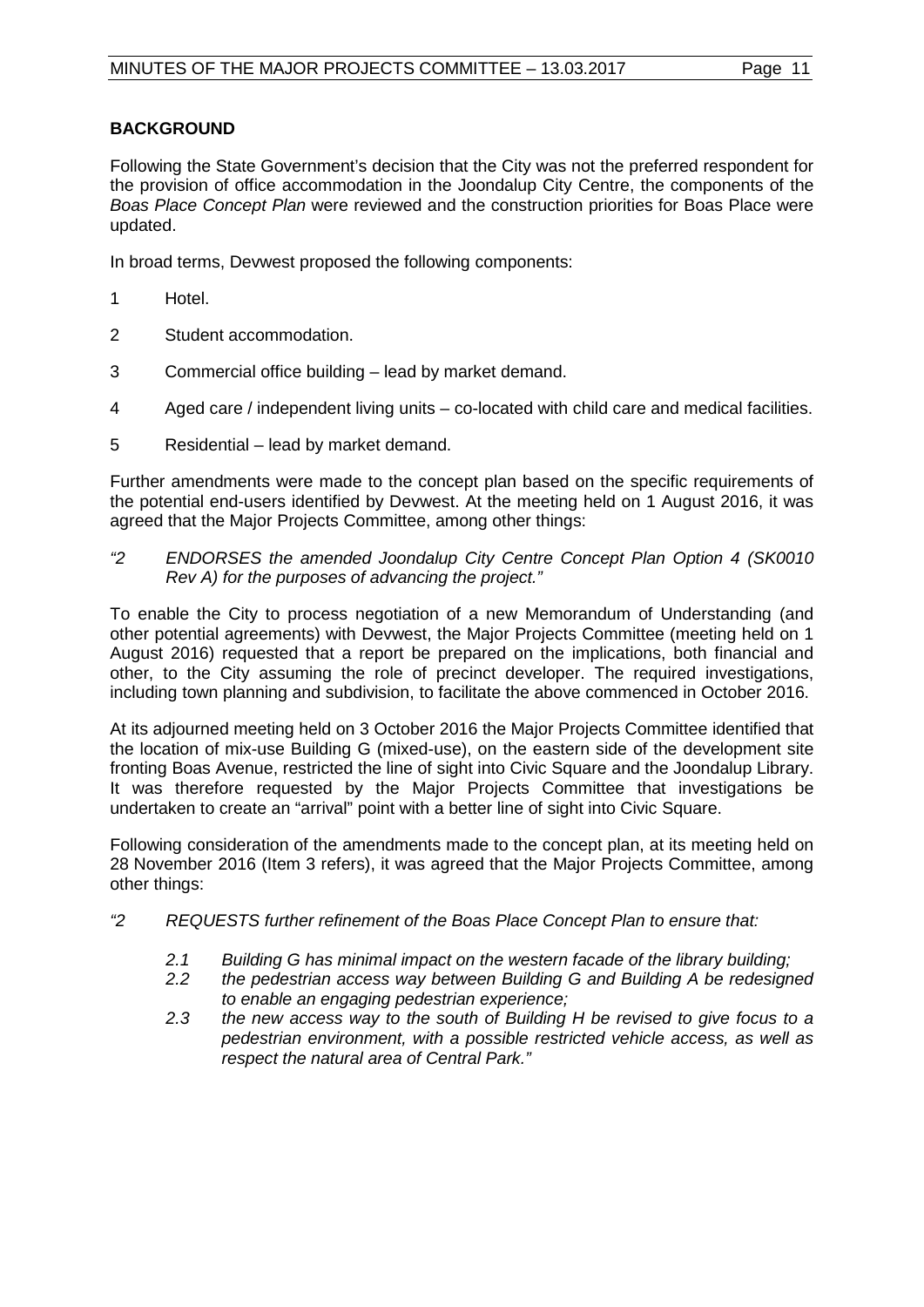**BACKGROUND**

Following the State Government's decision that the City was not the preferred respondent for the provision of office accommodation in the Joondalup City Centre, the components of the *Boas Place Concept Plan* were reviewed and the construction priorities for Boas Place were updated.

In broad terms, Devwest proposed the following components:

1 Hotel.

2 Student accommodation.

3 Commercial office building – lead by market demand.

4 Aged care / independent living units – co-located with child care and medical facilities.

5 Residential – lead by market demand.

Further amendments were made to the concept plan based on the specific requirements of the potential end-users identified by Devwest. At the meeting held on 1 August 2016, it was agreed that the Major Projects Committee, among other things:

*"2 ENDORSES the amended Joondalup City Centre Concept Plan Option 4 (SK0010 Rev A) for the purposes of advancing the project."*

To enable the City to process negotiation of a new Memorandum of Understanding (and other potential agreements) with Devwest, the Major Projects Committee (meeting held on 1 August 2016) requested that a report be prepared on the implications, both financial and other, to the City assuming the role of precinct developer. The required investigations, including town planning and subdivision, to facilitate the above commenced in October 2016.

At its adjourned meeting held on 3 October 2016 the Major Projects Committee identified that the location of mix-use Building G (mixed-use), on the eastern side of the development site fronting Boas Avenue, restricted the line of sight into Civic Square and the Joondalup Library. It was therefore requested by the Major Projects Committee that investigations be undertaken to create an "arrival" point with a better line of sight into Civic Square.

Following consideration of the amendments made to the concept plan, at its meeting held on 28 November 2016 (Item 3 refers), it was agreed that the Major Projects Committee, among other things:

*"2 REQUESTS further refinement of the Boas Place Concept Plan to ensure that:*

*2.1 Building G has minimal impact on the western facade of the library building;*
*2.2 the pedestrian access way between Building G and Building A be redesigned to enable an engaging pedestrian experience;*
*2.3 the new access way to the south of Building H be revised to give focus to a pedestrian environment, with a possible restricted vehicle access, as well as respect the natural area of Central Park."*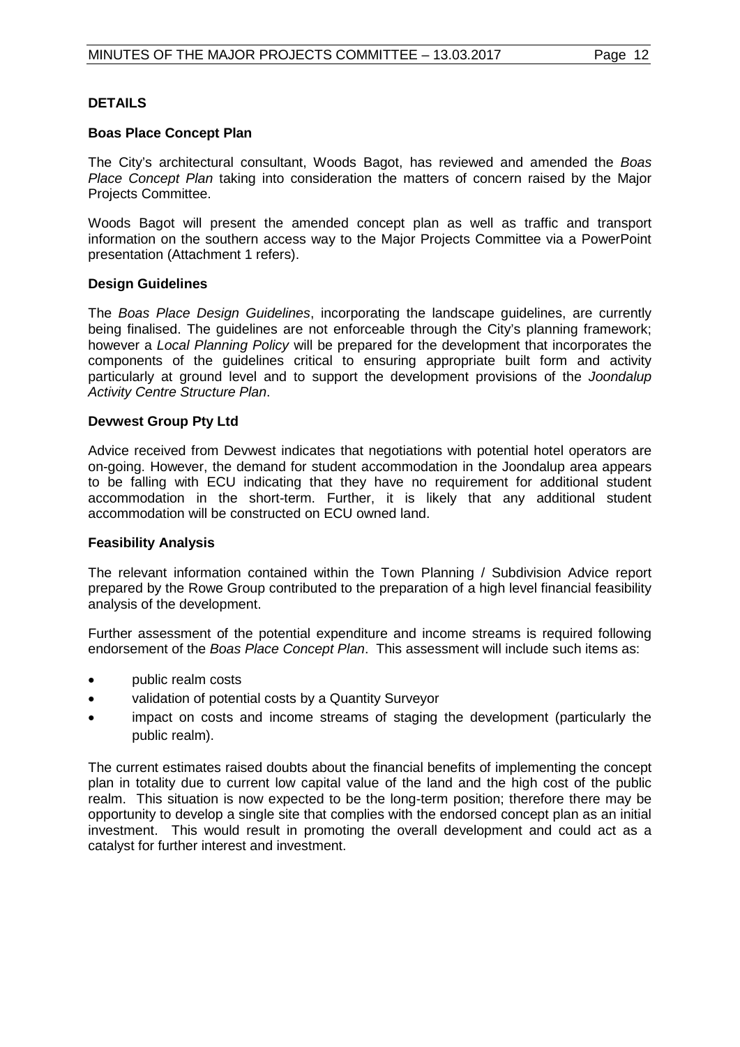## DETAILS

### Boas Place Concept Plan

The City's architectural consultant, Woods Bagot, has reviewed and amended the *Boas Place Concept Plan* taking into consideration the matters of concern raised by the Major Projects Committee.

Woods Bagot will present the amended concept plan as well as traffic and transport information on the southern access way to the Major Projects Committee via a PowerPoint presentation (Attachment 1 refers).

### Design Guidelines

The *Boas Place Design Guidelines*, incorporating the landscape guidelines, are currently being finalised. The guidelines are not enforceable through the City's planning framework; however a *Local Planning Policy* will be prepared for the development that incorporates the components of the guidelines critical to ensuring appropriate built form and activity particularly at ground level and to support the development provisions of the *Joondalup Activity Centre Structure Plan*.

### Devwest Group Pty Ltd

Advice received from Devwest indicates that negotiations with potential hotel operators are on-going. However, the demand for student accommodation in the Joondalup area appears to be falling with ECU indicating that they have no requirement for additional student accommodation in the short-term. Further, it is likely that any additional student accommodation will be constructed on ECU owned land.

### Feasibility Analysis

The relevant information contained within the Town Planning / Subdivision Advice report prepared by the Rowe Group contributed to the preparation of a high level financial feasibility analysis of the development.

Further assessment of the potential expenditure and income streams is required following endorsement of the *Boas Place Concept Plan*. This assessment will include such items as:

- public realm costs
- validation of potential costs by a Quantity Surveyor
- impact on costs and income streams of staging the development (particularly the public realm).

The current estimates raised doubts about the financial benefits of implementing the concept plan in totality due to current low capital value of the land and the high cost of the public realm. This situation is now expected to be the long-term position; therefore there may be opportunity to develop a single site that complies with the endorsed concept plan as an initial investment. This would result in promoting the overall development and could act as a catalyst for further interest and investment.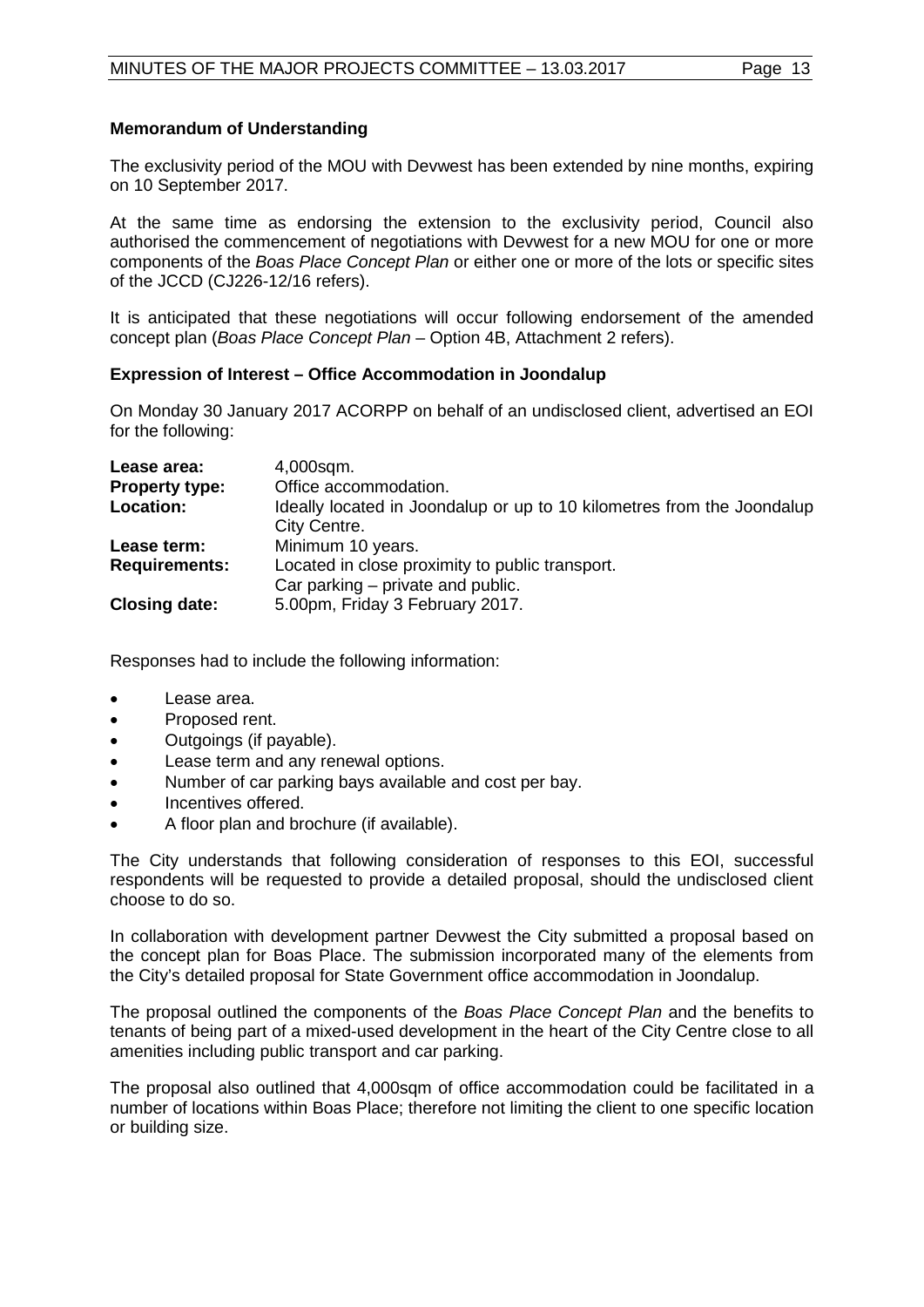**Memorandum of Understanding**

The exclusivity period of the MOU with Devwest has been extended by nine months, expiring on 10 September 2017.

At the same time as endorsing the extension to the exclusivity period, Council also authorised the commencement of negotiations with Devwest for a new MOU for one or more components of the *Boas Place Concept Plan* or either one or more of the lots or specific sites of the JCCD (CJ226-12/16 refers).

It is anticipated that these negotiations will occur following endorsement of the amended concept plan (*Boas Place Concept Plan* – Option 4B, Attachment 2 refers).

**Expression of Interest – Office Accommodation in Joondalup**

On Monday 30 January 2017 ACORPP on behalf of an undisclosed client, advertised an EOI for the following:

| | |
|---|---|
| **Lease area:** | 4,000sqm. |
| **Property type:** | Office accommodation. |
| **Location:** | Ideally located in Joondalup or up to 10 kilometres from the Joondalup City Centre. |
| **Lease term:** | Minimum 10 years. |
| **Requirements:** | Located in close proximity to public transport.<br>Car parking – private and public. |
| **Closing date:** | 5.00pm, Friday 3 February 2017. |

Responses had to include the following information:

- Lease area.
- Proposed rent.
- Outgoings (if payable).
- Lease term and any renewal options.
- Number of car parking bays available and cost per bay.
- Incentives offered.
- A floor plan and brochure (if available).

The City understands that following consideration of responses to this EOI, successful respondents will be requested to provide a detailed proposal, should the undisclosed client choose to do so.

In collaboration with development partner Devwest the City submitted a proposal based on the concept plan for Boas Place. The submission incorporated many of the elements from the City's detailed proposal for State Government office accommodation in Joondalup.

The proposal outlined the components of the *Boas Place Concept Plan* and the benefits to tenants of being part of a mixed-used development in the heart of the City Centre close to all amenities including public transport and car parking.

The proposal also outlined that 4,000sqm of office accommodation could be facilitated in a number of locations within Boas Place; therefore not limiting the client to one specific location or building size.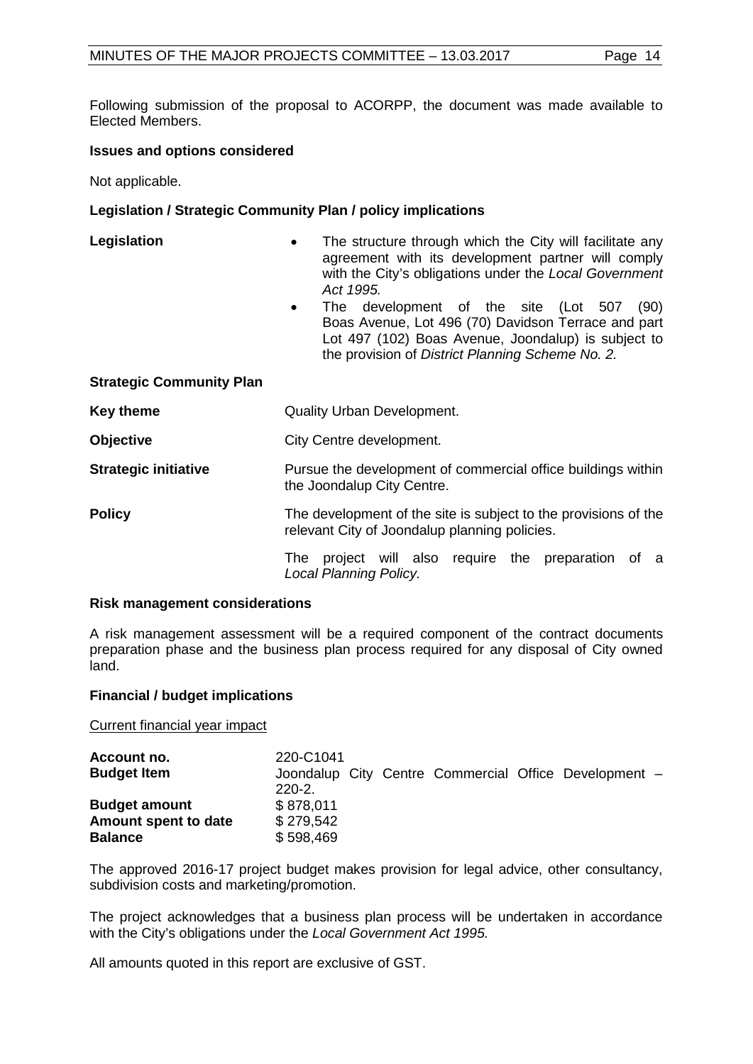Following submission of the proposal to ACORPP, the document was made available to Elected Members.

**Issues and options considered**

Not applicable.

**Legislation / Strategic Community Plan / policy implications**

**Legislation**

- The structure through which the City will facilitate any agreement with its development partner will comply with the City's obligations under the *Local Government Act 1995.*
- The development of the site (Lot 507 (90) Boas Avenue, Lot 496 (70) Davidson Terrace and part Lot 497 (102) Boas Avenue, Joondalup) is subject to the provision of *District Planning Scheme No. 2.*

**Strategic Community Plan**

| | |
|---|---|
| **Key theme** | Quality Urban Development. |
| **Objective** | City Centre development. |
| **Strategic initiative** | Pursue the development of commercial office buildings within the Joondalup City Centre. |
| **Policy** | The development of the site is subject to the provisions of the relevant City of Joondalup planning policies. <br><br> The project will also require the preparation of a *Local Planning Policy.* |

**Risk management considerations**

A risk management assessment will be a required component of the contract documents preparation phase and the business plan process required for any disposal of City owned land.

**Financial / budget implications**

Current financial year impact

| | |
|---|---|
| **Account no.** | 220-C1041 |
| **Budget Item** | Joondalup City Centre Commercial Office Development – 220-2. |
| **Budget amount** | $ 878,011 |
| **Amount spent to date** | $ 279,542 |
| **Balance** | $ 598,469 |

The approved 2016-17 project budget makes provision for legal advice, other consultancy, subdivision costs and marketing/promotion.

The project acknowledges that a business plan process will be undertaken in accordance with the City's obligations under the *Local Government Act 1995.*

All amounts quoted in this report are exclusive of GST.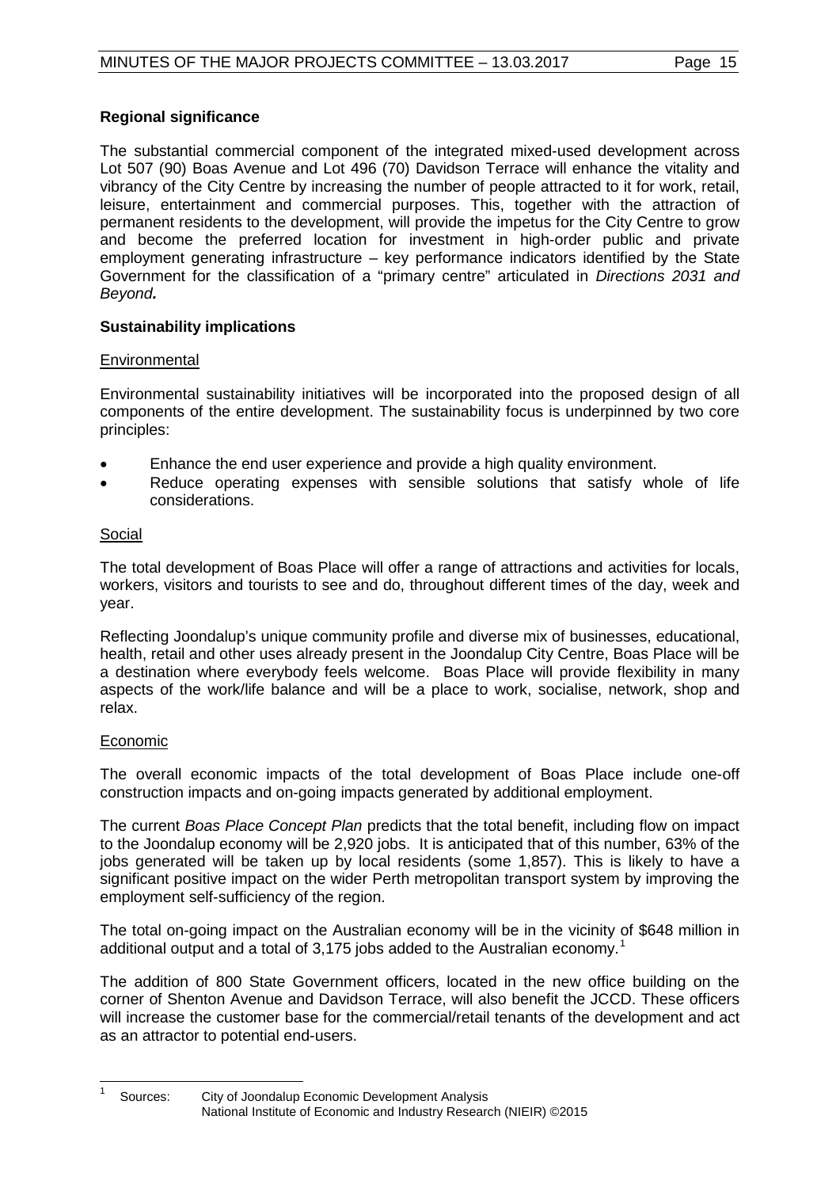**Regional significance**

The substantial commercial component of the integrated mixed-used development across Lot 507 (90) Boas Avenue and Lot 496 (70) Davidson Terrace will enhance the vitality and vibrancy of the City Centre by increasing the number of people attracted to it for work, retail, leisure, entertainment and commercial purposes. This, together with the attraction of permanent residents to the development, will provide the impetus for the City Centre to grow and become the preferred location for investment in high-order public and private employment generating infrastructure – key performance indicators identified by the State Government for the classification of a "primary centre" articulated in *Directions 2031 and Beyond.*

**Sustainability implications**

Environmental

Environmental sustainability initiatives will be incorporated into the proposed design of all components of the entire development. The sustainability focus is underpinned by two core principles:

- Enhance the end user experience and provide a high quality environment.
- Reduce operating expenses with sensible solutions that satisfy whole of life considerations.

Social

The total development of Boas Place will offer a range of attractions and activities for locals, workers, visitors and tourists to see and do, throughout different times of the day, week and year.

Reflecting Joondalup's unique community profile and diverse mix of businesses, educational, health, retail and other uses already present in the Joondalup City Centre, Boas Place will be a destination where everybody feels welcome. Boas Place will provide flexibility in many aspects of the work/life balance and will be a place to work, socialise, network, shop and relax.

Economic

The overall economic impacts of the total development of Boas Place include one-off construction impacts and on-going impacts generated by additional employment.

The current *Boas Place Concept Plan* predicts that the total benefit, including flow on impact to the Joondalup economy will be 2,920 jobs. It is anticipated that of this number, 63% of the jobs generated will be taken up by local residents (some 1,857). This is likely to have a significant positive impact on the wider Perth metropolitan transport system by improving the employment self-sufficiency of the region.

The total on-going impact on the Australian economy will be in the vicinity of $648 million in additional output and a total of 3,175 jobs added to the Australian economy.[1]

The addition of 800 State Government officers, located in the new office building on the corner of Shenton Avenue and Davidson Terrace, will also benefit the JCCD. These officers will increase the customer base for the commercial/retail tenants of the development and act as an attractor to potential end-users.

---

[1] Sources: City of Joondalup Economic Development Analysis
National Institute of Economic and Industry Research (NIEIR) ©2015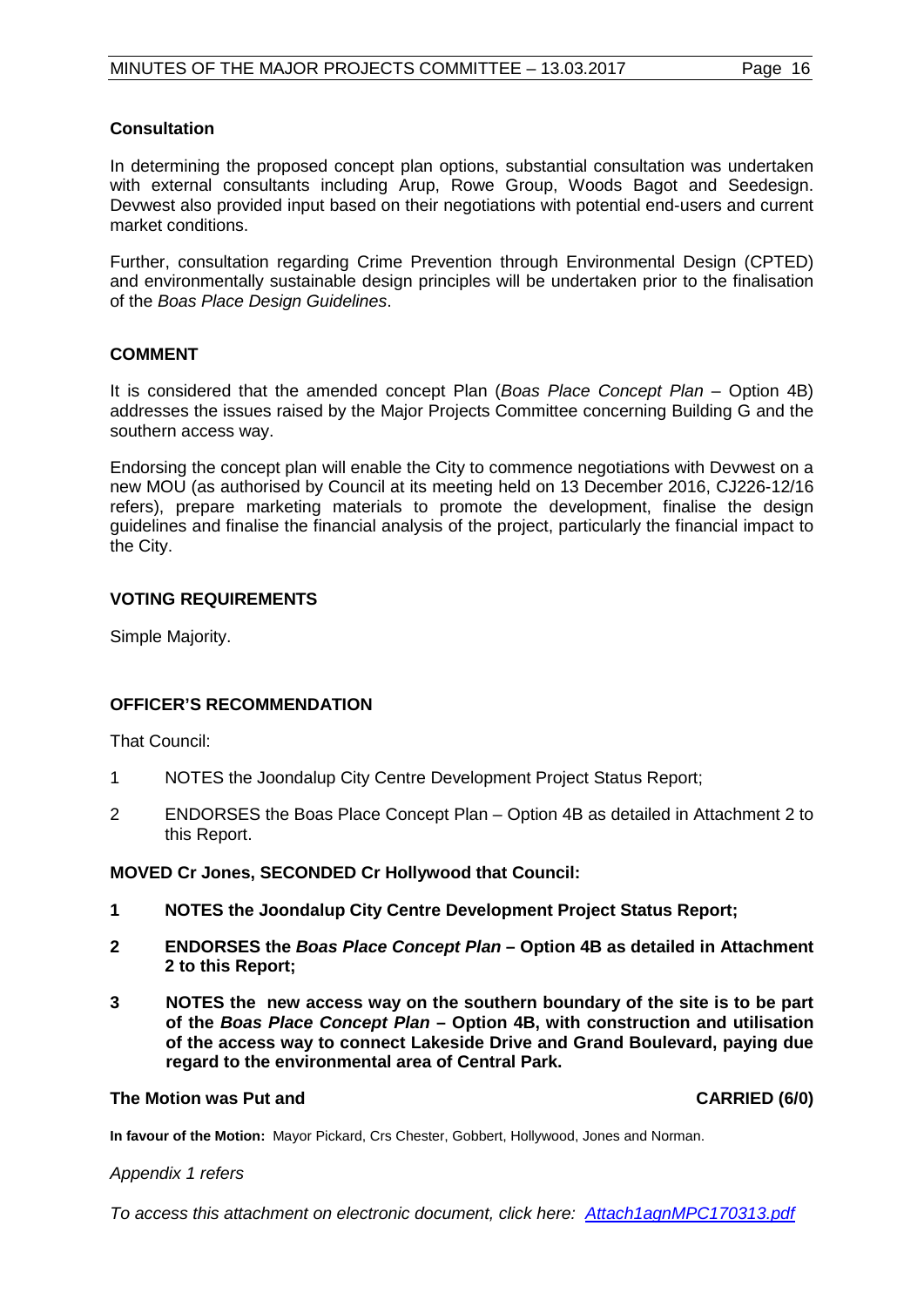### Consultation

In determining the proposed concept plan options, substantial consultation was undertaken with external consultants including Arup, Rowe Group, Woods Bagot and Seedesign. Devwest also provided input based on their negotiations with potential end-users and current market conditions.

Further, consultation regarding Crime Prevention through Environmental Design (CPTED) and environmentally sustainable design principles will be undertaken prior to the finalisation of the *Boas Place Design Guidelines*.

### COMMENT

It is considered that the amended concept Plan (*Boas Place Concept Plan* – Option 4B) addresses the issues raised by the Major Projects Committee concerning Building G and the southern access way.

Endorsing the concept plan will enable the City to commence negotiations with Devwest on a new MOU (as authorised by Council at its meeting held on 13 December 2016, CJ226-12/16 refers), prepare marketing materials to promote the development, finalise the design guidelines and finalise the financial analysis of the project, particularly the financial impact to the City.

### VOTING REQUIREMENTS

Simple Majority.

### OFFICER'S RECOMMENDATION

That Council:

1 NOTES the Joondalup City Centre Development Project Status Report;

2 ENDORSES the Boas Place Concept Plan – Option 4B as detailed in Attachment 2 to this Report.

**MOVED Cr Jones, SECONDED Cr Hollywood that Council:**

**1 NOTES the Joondalup City Centre Development Project Status Report;**

**2 ENDORSES the *Boas Place Concept Plan* – Option 4B as detailed in Attachment 2 to this Report;**

**3 NOTES the new access way on the southern boundary of the site is to be part of the *Boas Place Concept Plan* – Option 4B, with construction and utilisation of the access way to connect Lakeside Drive and Grand Boulevard, paying due regard to the environmental area of Central Park.**

**The Motion was Put and CARRIED (6/0)**

**In favour of the Motion:** Mayor Pickard, Crs Chester, Gobbert, Hollywood, Jones and Norman.

*Appendix 1 refers*

*To access this attachment on electronic document, click here: Attach1agnMPC170313.pdf*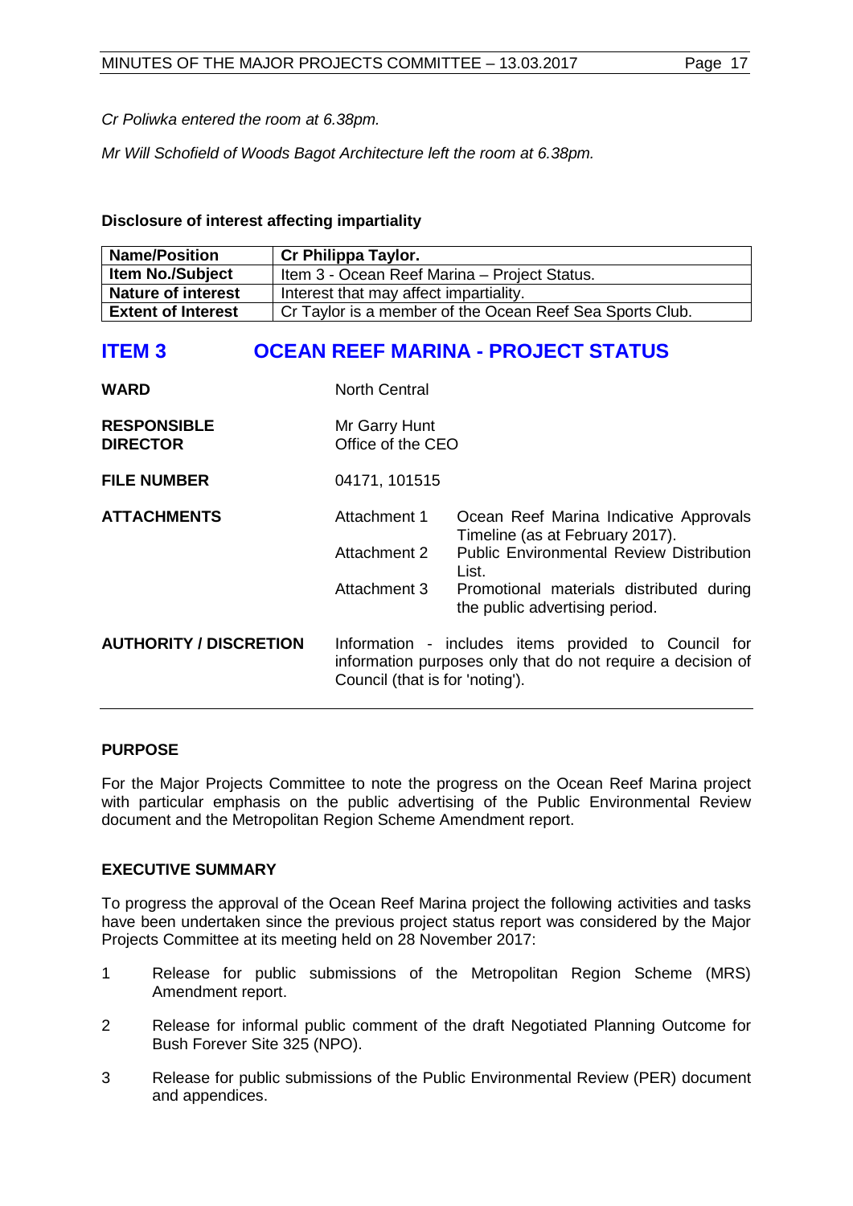*Cr Poliwka entered the room at 6.38pm.*

*Mr Will Schofield of Woods Bagot Architecture left the room at 6.38pm.*

**Disclosure of interest affecting impartiality**

| **Name/Position** | **Cr Philippa Taylor.** |
|---|---|
| **Item No./Subject** | Item 3 - Ocean Reef Marina – Project Status. |
| **Nature of interest** | Interest that may affect impartiality. |
| **Extent of Interest** | Cr Taylor is a member of the Ocean Reef Sea Sports Club. |

## ITEM 3 OCEAN REEF MARINA - PROJECT STATUS

| | | |
|---|---|---|
| **WARD** | North Central | |
| **RESPONSIBLE DIRECTOR** | Mr Garry Hunt<br>Office of the CEO | |
| **FILE NUMBER** | 04171, 101515 | |
| **ATTACHMENTS** | Attachment 1 | Ocean Reef Marina Indicative Approvals Timeline (as at February 2017). |
| | Attachment 2 | Public Environmental Review Distribution List. |
| | Attachment 3 | Promotional materials distributed during the public advertising period. |
| **AUTHORITY / DISCRETION** | Information - includes items provided to Council for information purposes only that do not require a decision of Council (that is for 'noting'). | |

### PURPOSE

For the Major Projects Committee to note the progress on the Ocean Reef Marina project with particular emphasis on the public advertising of the Public Environmental Review document and the Metropolitan Region Scheme Amendment report.

### EXECUTIVE SUMMARY

To progress the approval of the Ocean Reef Marina project the following activities and tasks have been undertaken since the previous project status report was considered by the Major Projects Committee at its meeting held on 28 November 2017:

1. Release for public submissions of the Metropolitan Region Scheme (MRS) Amendment report.
2. Release for informal public comment of the draft Negotiated Planning Outcome for Bush Forever Site 325 (NPO).
3. Release for public submissions of the Public Environmental Review (PER) document and appendices.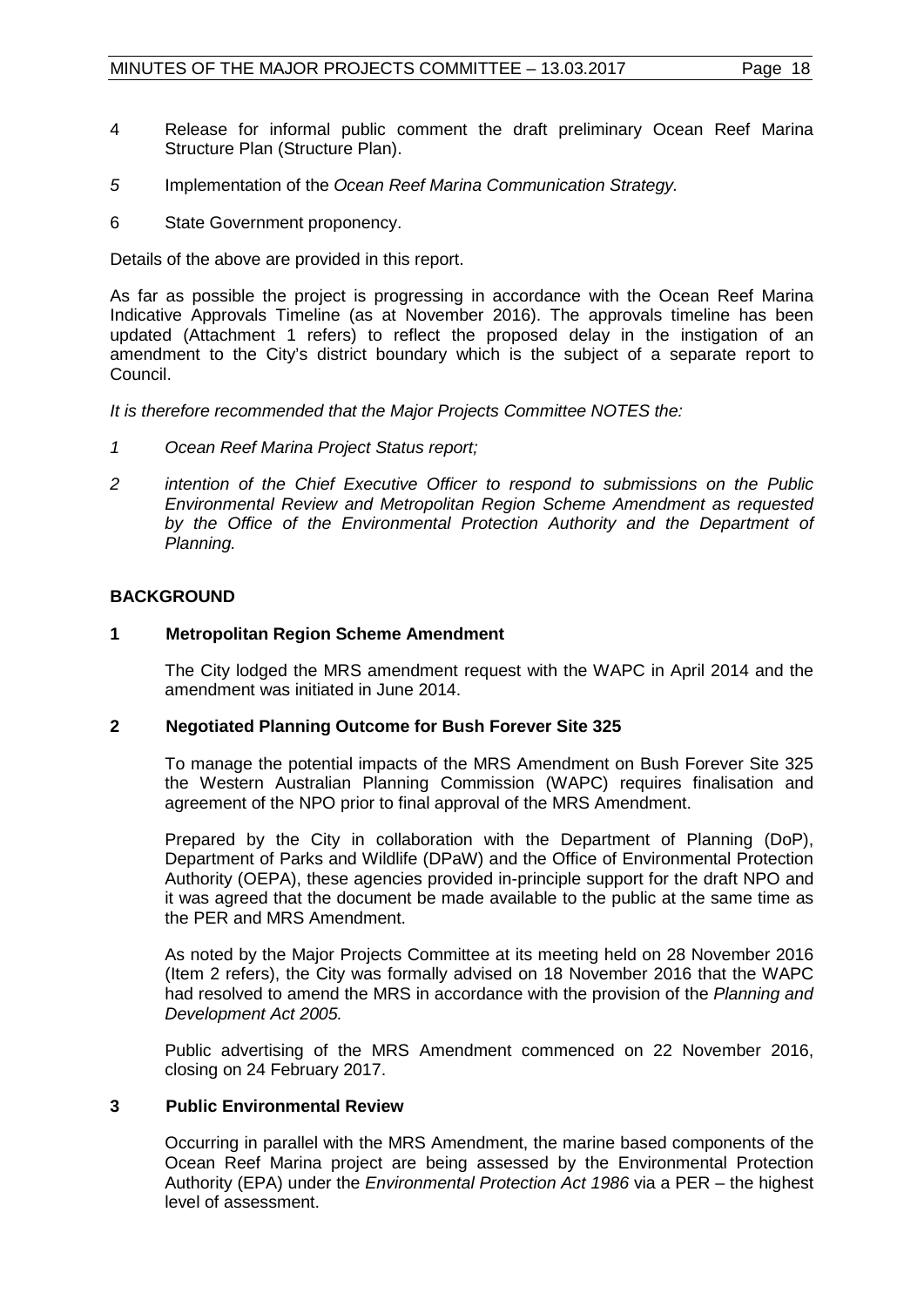4 Release for informal public comment the draft preliminary Ocean Reef Marina Structure Plan (Structure Plan).

*5* Implementation of the *Ocean Reef Marina Communication Strategy.*

6 State Government proponency.

Details of the above are provided in this report.

As far as possible the project is progressing in accordance with the Ocean Reef Marina Indicative Approvals Timeline (as at November 2016). The approvals timeline has been updated (Attachment 1 refers) to reflect the proposed delay in the instigation of an amendment to the City's district boundary which is the subject of a separate report to Council.

*It is therefore recommended that the Major Projects Committee NOTES the:*

*1 Ocean Reef Marina Project Status report;*

*2 intention of the Chief Executive Officer to respond to submissions on the Public Environmental Review and Metropolitan Region Scheme Amendment as requested by the Office of the Environmental Protection Authority and the Department of Planning.*

## BACKGROUND

### 1 Metropolitan Region Scheme Amendment

The City lodged the MRS amendment request with the WAPC in April 2014 and the amendment was initiated in June 2014.

### 2 Negotiated Planning Outcome for Bush Forever Site 325

To manage the potential impacts of the MRS Amendment on Bush Forever Site 325 the Western Australian Planning Commission (WAPC) requires finalisation and agreement of the NPO prior to final approval of the MRS Amendment.

Prepared by the City in collaboration with the Department of Planning (DoP), Department of Parks and Wildlife (DPaW) and the Office of Environmental Protection Authority (OEPA), these agencies provided in-principle support for the draft NPO and it was agreed that the document be made available to the public at the same time as the PER and MRS Amendment.

As noted by the Major Projects Committee at its meeting held on 28 November 2016 (Item 2 refers), the City was formally advised on 18 November 2016 that the WAPC had resolved to amend the MRS in accordance with the provision of the *Planning and Development Act 2005.*

Public advertising of the MRS Amendment commenced on 22 November 2016, closing on 24 February 2017.

### 3 Public Environmental Review

Occurring in parallel with the MRS Amendment, the marine based components of the Ocean Reef Marina project are being assessed by the Environmental Protection Authority (EPA) under the *Environmental Protection Act 1986* via a PER – the highest level of assessment.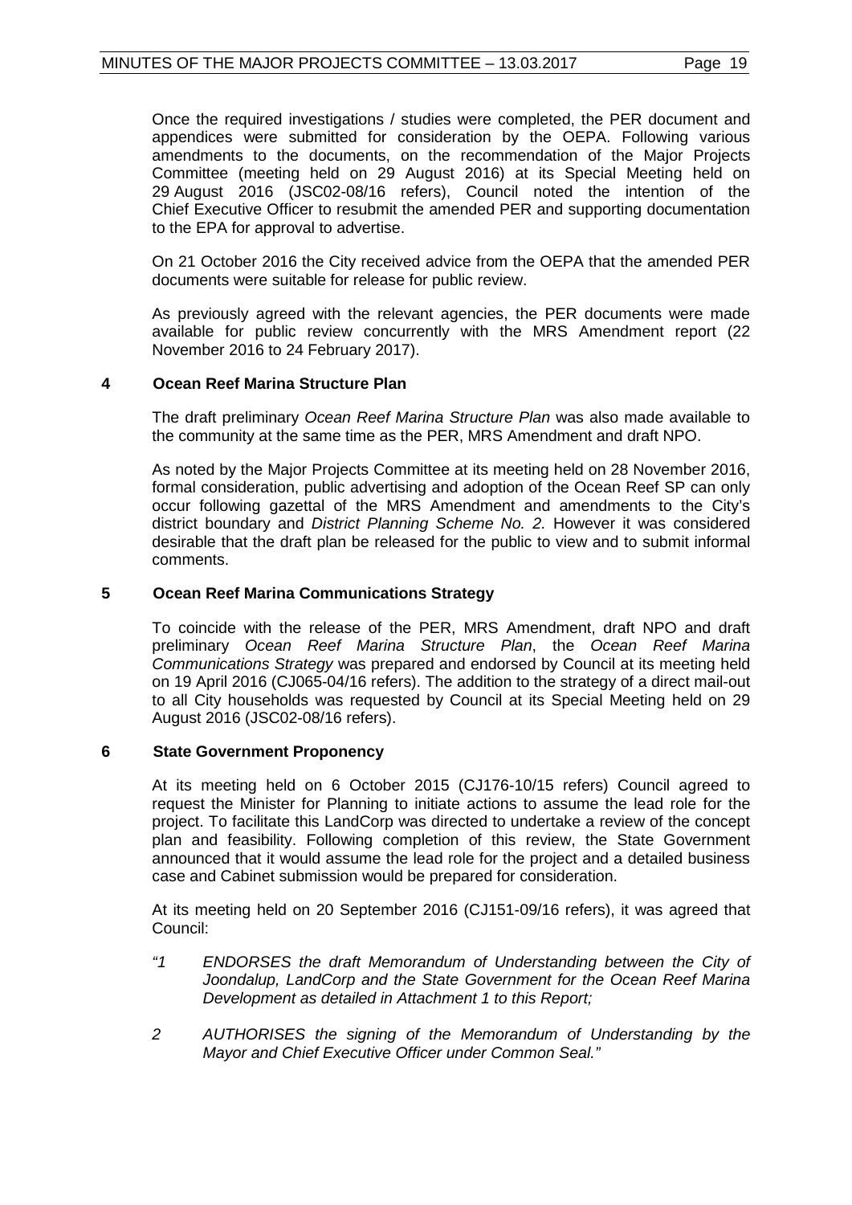Once the required investigations / studies were completed, the PER document and appendices were submitted for consideration by the OEPA. Following various amendments to the documents, on the recommendation of the Major Projects Committee (meeting held on 29 August 2016) at its Special Meeting held on 29 August 2016 (JSC02-08/16 refers), Council noted the intention of the Chief Executive Officer to resubmit the amended PER and supporting documentation to the EPA for approval to advertise.

On 21 October 2016 the City received advice from the OEPA that the amended PER documents were suitable for release for public review.

As previously agreed with the relevant agencies, the PER documents were made available for public review concurrently with the MRS Amendment report (22 November 2016 to 24 February 2017).

## 4 Ocean Reef Marina Structure Plan

The draft preliminary *Ocean Reef Marina Structure Plan* was also made available to the community at the same time as the PER, MRS Amendment and draft NPO.

As noted by the Major Projects Committee at its meeting held on 28 November 2016, formal consideration, public advertising and adoption of the Ocean Reef SP can only occur following gazettal of the MRS Amendment and amendments to the City's district boundary and *District Planning Scheme No. 2.* However it was considered desirable that the draft plan be released for the public to view and to submit informal comments.

## 5 Ocean Reef Marina Communications Strategy

To coincide with the release of the PER, MRS Amendment, draft NPO and draft preliminary *Ocean Reef Marina Structure Plan*, the *Ocean Reef Marina Communications Strategy* was prepared and endorsed by Council at its meeting held on 19 April 2016 (CJ065-04/16 refers). The addition to the strategy of a direct mail-out to all City households was requested by Council at its Special Meeting held on 29 August 2016 (JSC02-08/16 refers).

## 6 State Government Proponency

At its meeting held on 6 October 2015 (CJ176-10/15 refers) Council agreed to request the Minister for Planning to initiate actions to assume the lead role for the project. To facilitate this LandCorp was directed to undertake a review of the concept plan and feasibility. Following completion of this review, the State Government announced that it would assume the lead role for the project and a detailed business case and Cabinet submission would be prepared for consideration.

At its meeting held on 20 September 2016 (CJ151-09/16 refers), it was agreed that Council:

*"1 ENDORSES the draft Memorandum of Understanding between the City of Joondalup, LandCorp and the State Government for the Ocean Reef Marina Development as detailed in Attachment 1 to this Report;*

*2 AUTHORISES the signing of the Memorandum of Understanding by the Mayor and Chief Executive Officer under Common Seal."*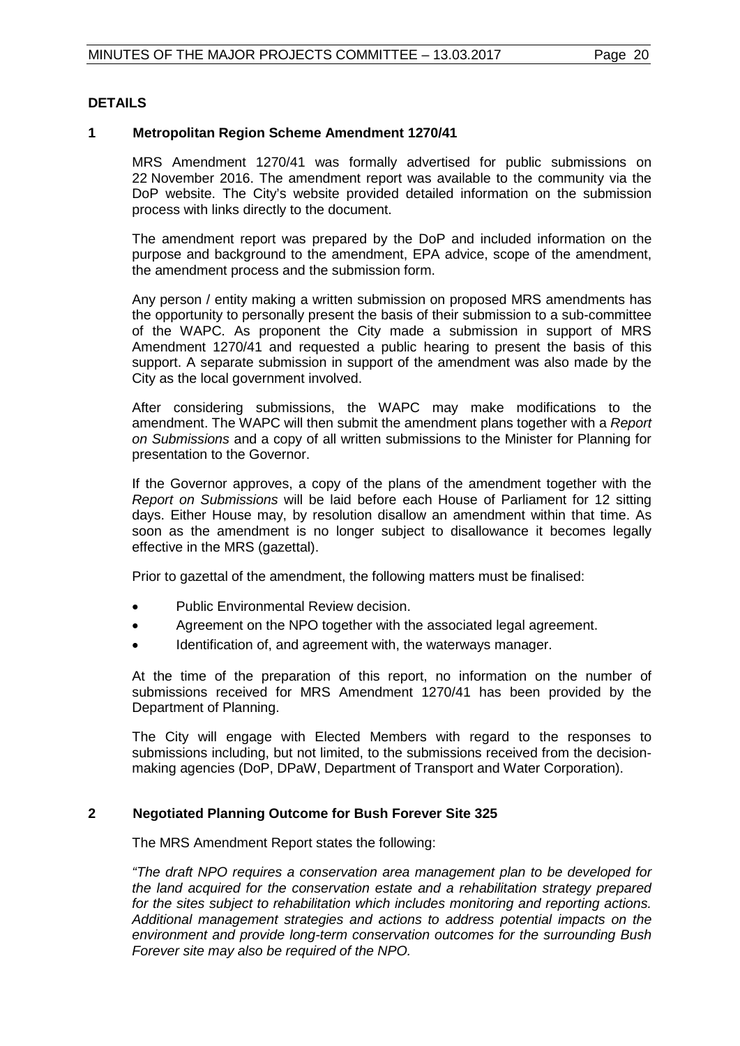## DETAILS

### 1 Metropolitan Region Scheme Amendment 1270/41

MRS Amendment 1270/41 was formally advertised for public submissions on 22 November 2016. The amendment report was available to the community via the DoP website. The City's website provided detailed information on the submission process with links directly to the document.

The amendment report was prepared by the DoP and included information on the purpose and background to the amendment, EPA advice, scope of the amendment, the amendment process and the submission form.

Any person / entity making a written submission on proposed MRS amendments has the opportunity to personally present the basis of their submission to a sub-committee of the WAPC. As proponent the City made a submission in support of MRS Amendment 1270/41 and requested a public hearing to present the basis of this support. A separate submission in support of the amendment was also made by the City as the local government involved.

After considering submissions, the WAPC may make modifications to the amendment. The WAPC will then submit the amendment plans together with a *Report on Submissions* and a copy of all written submissions to the Minister for Planning for presentation to the Governor.

If the Governor approves, a copy of the plans of the amendment together with the *Report on Submissions* will be laid before each House of Parliament for 12 sitting days. Either House may, by resolution disallow an amendment within that time. As soon as the amendment is no longer subject to disallowance it becomes legally effective in the MRS (gazettal).

Prior to gazettal of the amendment, the following matters must be finalised:

- Public Environmental Review decision.
- Agreement on the NPO together with the associated legal agreement.
- Identification of, and agreement with, the waterways manager.

At the time of the preparation of this report, no information on the number of submissions received for MRS Amendment 1270/41 has been provided by the Department of Planning.

The City will engage with Elected Members with regard to the responses to submissions including, but not limited, to the submissions received from the decision-making agencies (DoP, DPaW, Department of Transport and Water Corporation).

### 2 Negotiated Planning Outcome for Bush Forever Site 325

The MRS Amendment Report states the following:

*"The draft NPO requires a conservation area management plan to be developed for the land acquired for the conservation estate and a rehabilitation strategy prepared for the sites subject to rehabilitation which includes monitoring and reporting actions. Additional management strategies and actions to address potential impacts on the environment and provide long-term conservation outcomes for the surrounding Bush Forever site may also be required of the NPO.*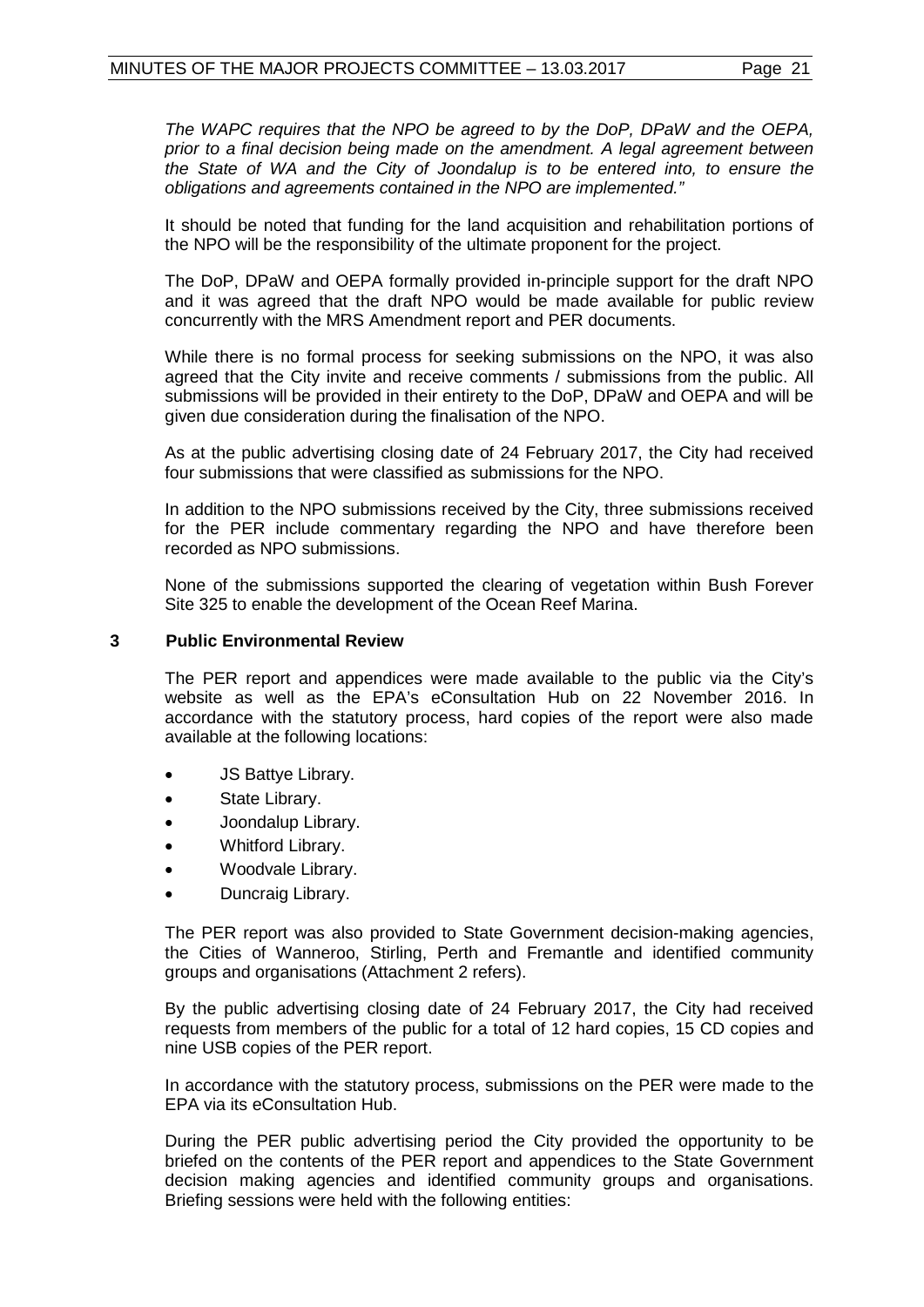*The WAPC requires that the NPO be agreed to by the DoP, DPaW and the OEPA, prior to a final decision being made on the amendment. A legal agreement between the State of WA and the City of Joondalup is to be entered into, to ensure the obligations and agreements contained in the NPO are implemented."*

It should be noted that funding for the land acquisition and rehabilitation portions of the NPO will be the responsibility of the ultimate proponent for the project.

The DoP, DPaW and OEPA formally provided in-principle support for the draft NPO and it was agreed that the draft NPO would be made available for public review concurrently with the MRS Amendment report and PER documents.

While there is no formal process for seeking submissions on the NPO, it was also agreed that the City invite and receive comments / submissions from the public. All submissions will be provided in their entirety to the DoP, DPaW and OEPA and will be given due consideration during the finalisation of the NPO.

As at the public advertising closing date of 24 February 2017, the City had received four submissions that were classified as submissions for the NPO.

In addition to the NPO submissions received by the City, three submissions received for the PER include commentary regarding the NPO and have therefore been recorded as NPO submissions.

None of the submissions supported the clearing of vegetation within Bush Forever Site 325 to enable the development of the Ocean Reef Marina.

## 3 Public Environmental Review

The PER report and appendices were made available to the public via the City's website as well as the EPA's eConsultation Hub on 22 November 2016. In accordance with the statutory process, hard copies of the report were also made available at the following locations:

- JS Battye Library.
- State Library.
- Joondalup Library.
- Whitford Library.
- Woodvale Library.
- Duncraig Library.

The PER report was also provided to State Government decision-making agencies, the Cities of Wanneroo, Stirling, Perth and Fremantle and identified community groups and organisations (Attachment 2 refers).

By the public advertising closing date of 24 February 2017, the City had received requests from members of the public for a total of 12 hard copies, 15 CD copies and nine USB copies of the PER report.

In accordance with the statutory process, submissions on the PER were made to the EPA via its eConsultation Hub.

During the PER public advertising period the City provided the opportunity to be briefed on the contents of the PER report and appendices to the State Government decision making agencies and identified community groups and organisations. Briefing sessions were held with the following entities: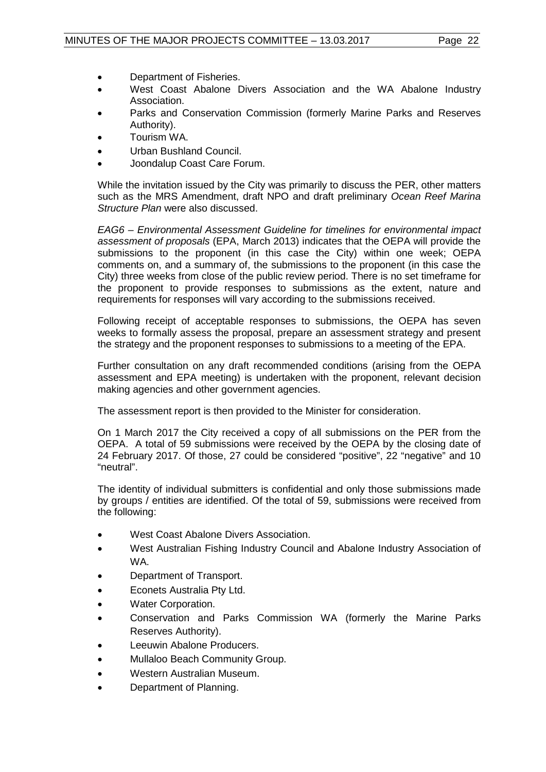- Department of Fisheries.
- West Coast Abalone Divers Association and the WA Abalone Industry Association.
- Parks and Conservation Commission (formerly Marine Parks and Reserves Authority).
- Tourism WA.
- Urban Bushland Council.
- Joondalup Coast Care Forum.

While the invitation issued by the City was primarily to discuss the PER, other matters such as the MRS Amendment, draft NPO and draft preliminary *Ocean Reef Marina Structure Plan* were also discussed.

*EAG6 – Environmental Assessment Guideline for timelines for environmental impact assessment of proposals* (EPA, March 2013) indicates that the OEPA will provide the submissions to the proponent (in this case the City) within one week; OEPA comments on, and a summary of, the submissions to the proponent (in this case the City) three weeks from close of the public review period. There is no set timeframe for the proponent to provide responses to submissions as the extent, nature and requirements for responses will vary according to the submissions received.

Following receipt of acceptable responses to submissions, the OEPA has seven weeks to formally assess the proposal, prepare an assessment strategy and present the strategy and the proponent responses to submissions to a meeting of the EPA.

Further consultation on any draft recommended conditions (arising from the OEPA assessment and EPA meeting) is undertaken with the proponent, relevant decision making agencies and other government agencies.

The assessment report is then provided to the Minister for consideration.

On 1 March 2017 the City received a copy of all submissions on the PER from the OEPA. A total of 59 submissions were received by the OEPA by the closing date of 24 February 2017. Of those, 27 could be considered "positive", 22 "negative" and 10 "neutral".

The identity of individual submitters is confidential and only those submissions made by groups / entities are identified. Of the total of 59, submissions were received from the following:

- West Coast Abalone Divers Association.
- West Australian Fishing Industry Council and Abalone Industry Association of WA.
- Department of Transport.
- Econets Australia Pty Ltd.
- Water Corporation.
- Conservation and Parks Commission WA (formerly the Marine Parks Reserves Authority).
- Leeuwin Abalone Producers.
- Mullaloo Beach Community Group.
- Western Australian Museum.
- Department of Planning.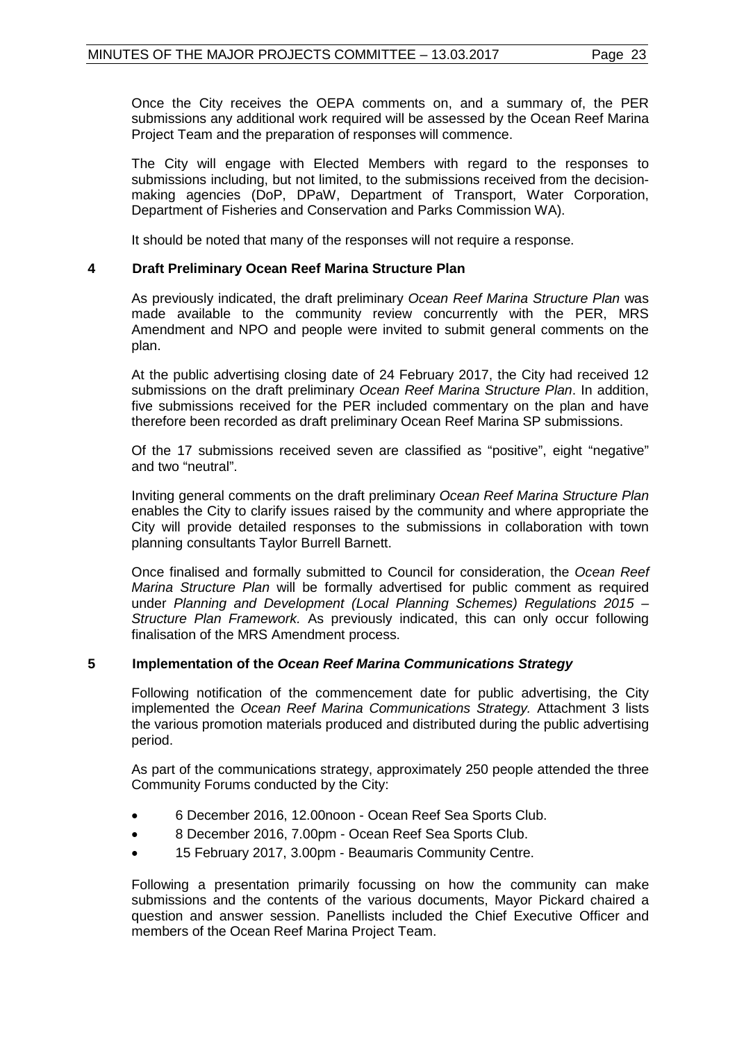Once the City receives the OEPA comments on, and a summary of, the PER submissions any additional work required will be assessed by the Ocean Reef Marina Project Team and the preparation of responses will commence.

The City will engage with Elected Members with regard to the responses to submissions including, but not limited, to the submissions received from the decision-making agencies (DoP, DPaW, Department of Transport, Water Corporation, Department of Fisheries and Conservation and Parks Commission WA).

It should be noted that many of the responses will not require a response.

## 4 Draft Preliminary Ocean Reef Marina Structure Plan

As previously indicated, the draft preliminary *Ocean Reef Marina Structure Plan* was made available to the community review concurrently with the PER, MRS Amendment and NPO and people were invited to submit general comments on the plan.

At the public advertising closing date of 24 February 2017, the City had received 12 submissions on the draft preliminary *Ocean Reef Marina Structure Plan*. In addition, five submissions received for the PER included commentary on the plan and have therefore been recorded as draft preliminary Ocean Reef Marina SP submissions.

Of the 17 submissions received seven are classified as "positive", eight "negative" and two "neutral".

Inviting general comments on the draft preliminary *Ocean Reef Marina Structure Plan* enables the City to clarify issues raised by the community and where appropriate the City will provide detailed responses to the submissions in collaboration with town planning consultants Taylor Burrell Barnett.

Once finalised and formally submitted to Council for consideration, the *Ocean Reef Marina Structure Plan* will be formally advertised for public comment as required under *Planning and Development (Local Planning Schemes) Regulations 2015 – Structure Plan Framework.* As previously indicated, this can only occur following finalisation of the MRS Amendment process.

## 5 Implementation of the *Ocean Reef Marina Communications Strategy*

Following notification of the commencement date for public advertising, the City implemented the *Ocean Reef Marina Communications Strategy.* Attachment 3 lists the various promotion materials produced and distributed during the public advertising period.

As part of the communications strategy, approximately 250 people attended the three Community Forums conducted by the City:

- 6 December 2016, 12.00noon - Ocean Reef Sea Sports Club.
- 8 December 2016, 7.00pm - Ocean Reef Sea Sports Club.
- 15 February 2017, 3.00pm - Beaumaris Community Centre.

Following a presentation primarily focussing on how the community can make submissions and the contents of the various documents, Mayor Pickard chaired a question and answer session. Panellists included the Chief Executive Officer and members of the Ocean Reef Marina Project Team.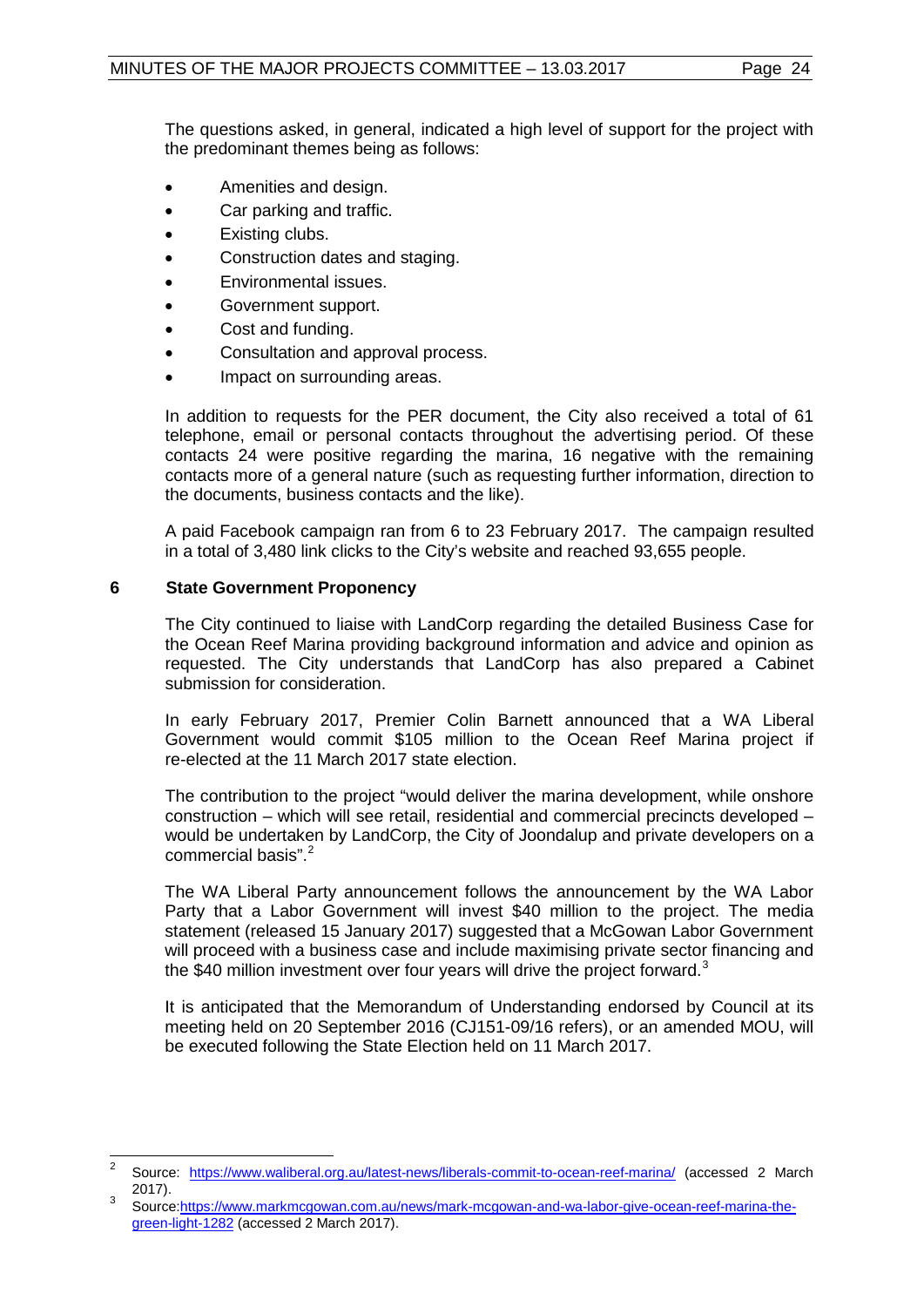The questions asked, in general, indicated a high level of support for the project with the predominant themes being as follows:

- Amenities and design.
- Car parking and traffic.
- Existing clubs.
- Construction dates and staging.
- Environmental issues.
- Government support.
- Cost and funding.
- Consultation and approval process.
- Impact on surrounding areas.

In addition to requests for the PER document, the City also received a total of 61 telephone, email or personal contacts throughout the advertising period. Of these contacts 24 were positive regarding the marina, 16 negative with the remaining contacts more of a general nature (such as requesting further information, direction to the documents, business contacts and the like).

A paid Facebook campaign ran from 6 to 23 February 2017. The campaign resulted in a total of 3,480 link clicks to the City's website and reached 93,655 people.

## 6 State Government Proponency

The City continued to liaise with LandCorp regarding the detailed Business Case for the Ocean Reef Marina providing background information and advice and opinion as requested. The City understands that LandCorp has also prepared a Cabinet submission for consideration.

In early February 2017, Premier Colin Barnett announced that a WA Liberal Government would commit $105 million to the Ocean Reef Marina project if re-elected at the 11 March 2017 state election.

The contribution to the project "would deliver the marina development, while onshore construction – which will see retail, residential and commercial precincts developed – would be undertaken by LandCorp, the City of Joondalup and private developers on a commercial basis".[2]

The WA Liberal Party announcement follows the announcement by the WA Labor Party that a Labor Government will invest $40 million to the project. The media statement (released 15 January 2017) suggested that a McGowan Labor Government will proceed with a business case and include maximising private sector financing and the $40 million investment over four years will drive the project forward.[3]

It is anticipated that the Memorandum of Understanding endorsed by Council at its meeting held on 20 September 2016 (CJ151-09/16 refers), or an amended MOU, will be executed following the State Election held on 11 March 2017.

---

[2] Source: https://www.waliberal.org.au/latest-news/liberals-commit-to-ocean-reef-marina/ (accessed 2 March 2017).

[3] Source:https://www.markmcgowan.com.au/news/mark-mcgowan-and-wa-labor-give-ocean-reef-marina-the-green-light-1282 (accessed 2 March 2017).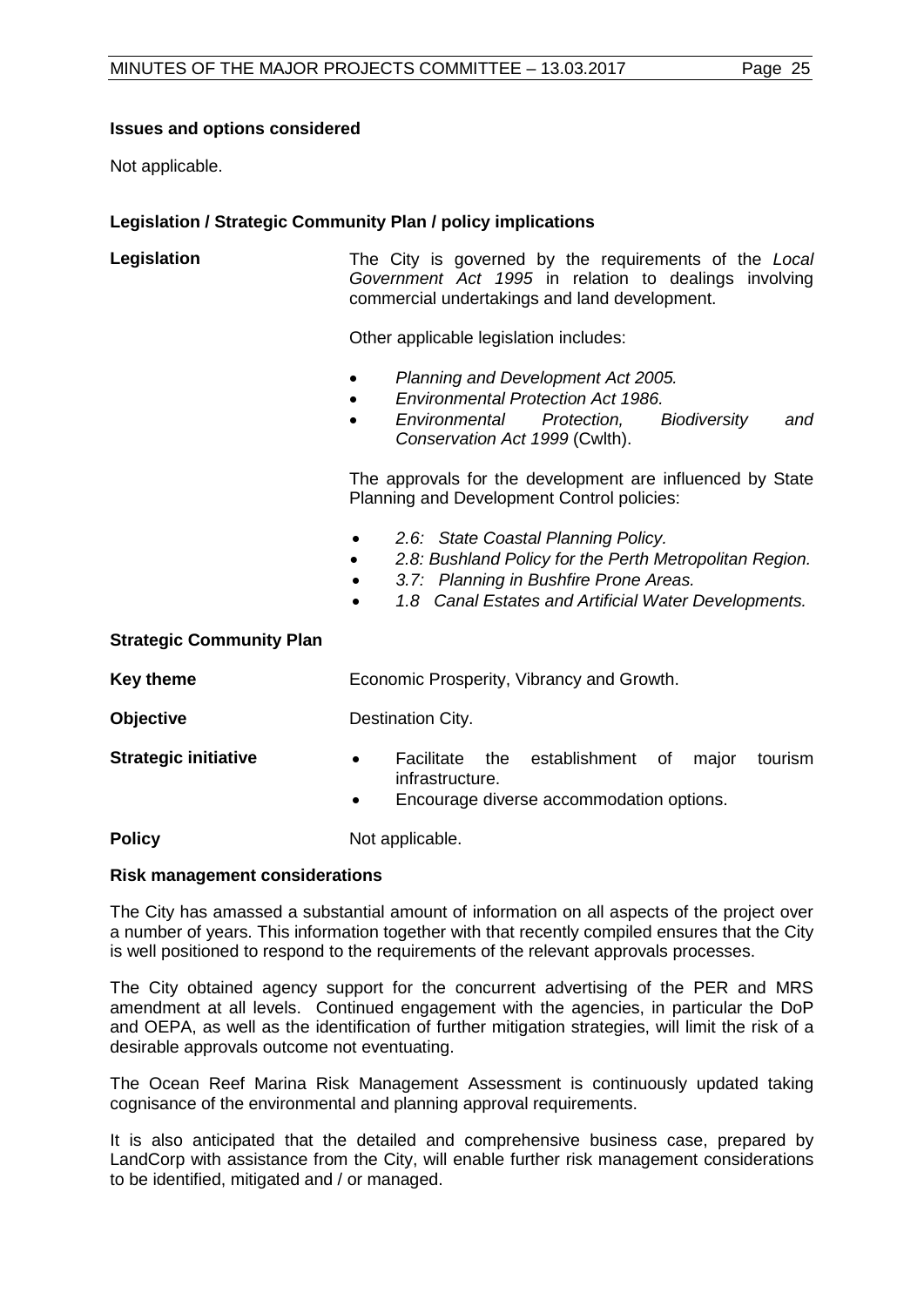**Issues and options considered**

Not applicable.

**Legislation / Strategic Community Plan / policy implications**

**Legislation**

The City is governed by the requirements of the *Local Government Act 1995* in relation to dealings involving commercial undertakings and land development.

Other applicable legislation includes:

- *Planning and Development Act 2005.*
- *Environmental Protection Act 1986.*
- *Environmental Protection, Biodiversity and Conservation Act 1999* (Cwlth).

The approvals for the development are influenced by State Planning and Development Control policies:

- *2.6: State Coastal Planning Policy.*
- *2.8: Bushland Policy for the Perth Metropolitan Region.*
- *3.7: Planning in Bushfire Prone Areas.*
- *1.8 Canal Estates and Artificial Water Developments.*

**Strategic Community Plan**

**Key theme** Economic Prosperity, Vibrancy and Growth.

**Objective** Destination City.

**Strategic initiative**

- Facilitate the establishment of major tourism infrastructure.
- Encourage diverse accommodation options.

**Policy** Not applicable.

**Risk management considerations**

The City has amassed a substantial amount of information on all aspects of the project over a number of years. This information together with that recently compiled ensures that the City is well positioned to respond to the requirements of the relevant approvals processes.

The City obtained agency support for the concurrent advertising of the PER and MRS amendment at all levels. Continued engagement with the agencies, in particular the DoP and OEPA, as well as the identification of further mitigation strategies, will limit the risk of a desirable approvals outcome not eventuating.

The Ocean Reef Marina Risk Management Assessment is continuously updated taking cognisance of the environmental and planning approval requirements.

It is also anticipated that the detailed and comprehensive business case, prepared by LandCorp with assistance from the City, will enable further risk management considerations to be identified, mitigated and / or managed.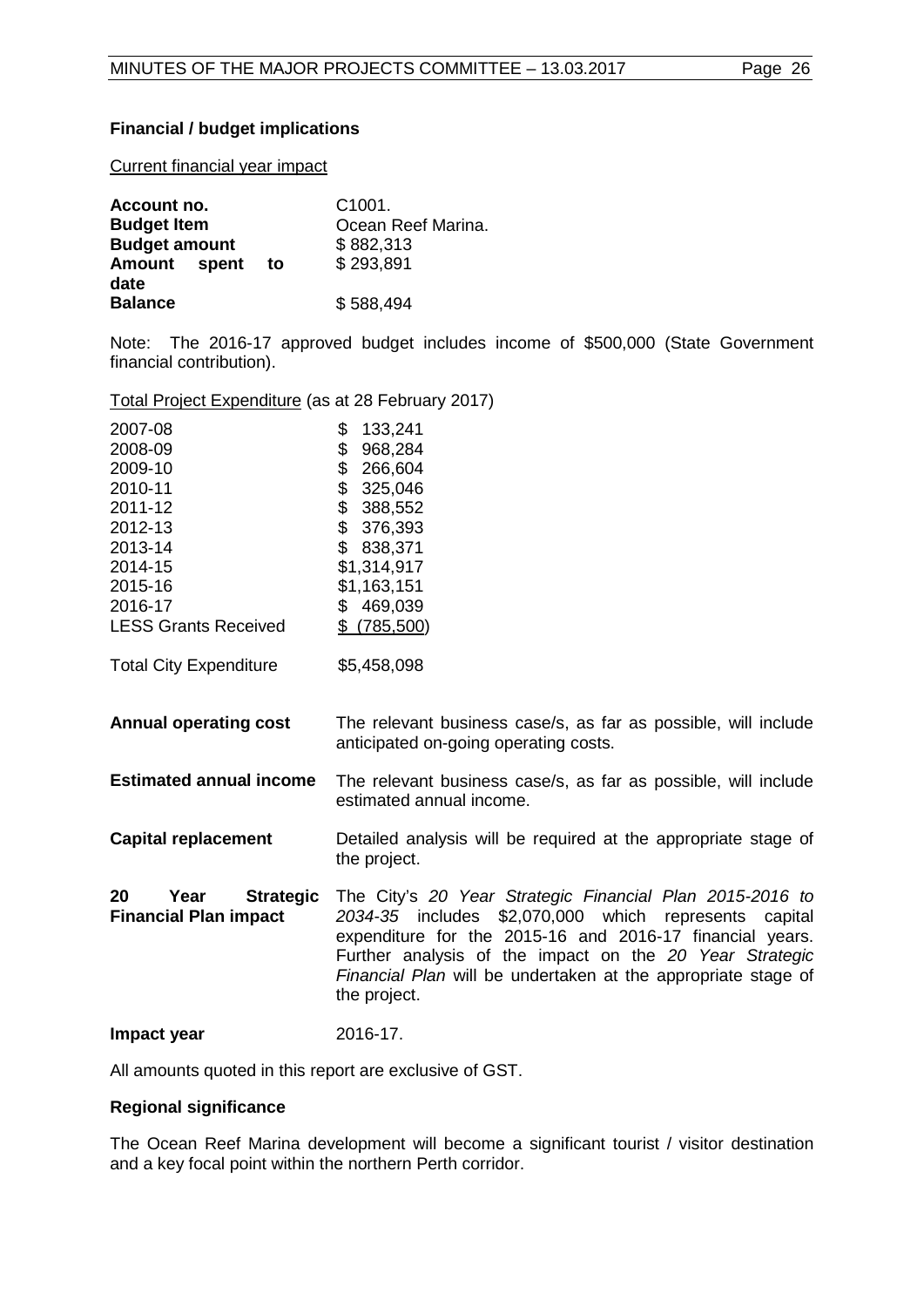**Financial / budget implications**

Current financial year impact

| | |
|---|---|
| **Account no.** | C1001. |
| **Budget Item** | Ocean Reef Marina. |
| **Budget amount** | $ 882,313 |
| **Amount spent to date** | $ 293,891 |
| **Balance** | $ 588,494 |

Note: The 2016-17 approved budget includes income of $500,000 (State Government financial contribution).

Total Project Expenditure (as at 28 February 2017)

| | |
|---|---|
| 2007-08 | $ 133,241 |
| 2008-09 | $ 968,284 |
| 2009-10 | $ 266,604 |
| 2010-11 | $ 325,046 |
| 2011-12 | $ 388,552 |
| 2012-13 | $ 376,393 |
| 2013-14 | $ 838,371 |
| 2014-15 | $1,314,917 |
| 2015-16 | $1,163,151 |
| 2016-17 | $ 469,039 |
| LESS Grants Received | $ (785,500) |
| Total City Expenditure | $5,458,098 |

| | |
|---|---|
| **Annual operating cost** | The relevant business case/s, as far as possible, will include anticipated on-going operating costs. |
| **Estimated annual income** | The relevant business case/s, as far as possible, will include estimated annual income. |
| **Capital replacement** | Detailed analysis will be required at the appropriate stage of the project. |
| **20 Year Strategic Financial Plan impact** | The City's *20 Year Strategic Financial Plan 2015-2016 to 2034-35* includes $2,070,000 which represents capital expenditure for the 2015-16 and 2016-17 financial years. Further analysis of the impact on the *20 Year Strategic Financial Plan* will be undertaken at the appropriate stage of the project. |
| **Impact year** | 2016-17. |

All amounts quoted in this report are exclusive of GST.

**Regional significance**

The Ocean Reef Marina development will become a significant tourist / visitor destination and a key focal point within the northern Perth corridor.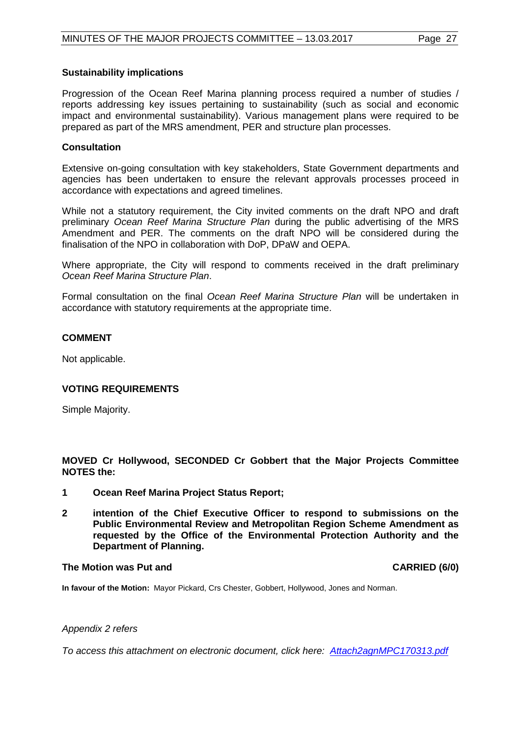### Sustainability implications

Progression of the Ocean Reef Marina planning process required a number of studies / reports addressing key issues pertaining to sustainability (such as social and economic impact and environmental sustainability). Various management plans were required to be prepared as part of the MRS amendment, PER and structure plan processes.

### Consultation

Extensive on-going consultation with key stakeholders, State Government departments and agencies has been undertaken to ensure the relevant approvals processes proceed in accordance with expectations and agreed timelines.

While not a statutory requirement, the City invited comments on the draft NPO and draft preliminary *Ocean Reef Marina Structure Plan* during the public advertising of the MRS Amendment and PER. The comments on the draft NPO will be considered during the finalisation of the NPO in collaboration with DoP, DPaW and OEPA.

Where appropriate, the City will respond to comments received in the draft preliminary *Ocean Reef Marina Structure Plan*.

Formal consultation on the final *Ocean Reef Marina Structure Plan* will be undertaken in accordance with statutory requirements at the appropriate time.

## COMMENT

Not applicable.

## VOTING REQUIREMENTS

Simple Majority.

**MOVED Cr Hollywood, SECONDED Cr Gobbert that the Major Projects Committee NOTES the:**

1. **Ocean Reef Marina Project Status Report;**
2. **intention of the Chief Executive Officer to respond to submissions on the Public Environmental Review and Metropolitan Region Scheme Amendment as requested by the Office of the Environmental Protection Authority and the Department of Planning.**

**The Motion was Put and CARRIED (6/0)**

**In favour of the Motion:** Mayor Pickard, Crs Chester, Gobbert, Hollywood, Jones and Norman.

*Appendix 2 refers*

*To access this attachment on electronic document, click here: Attach2agnMPC170313.pdf*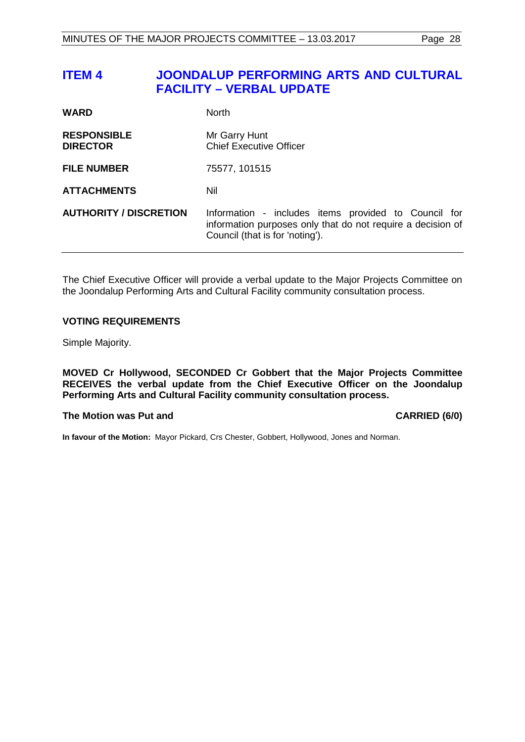## ITEM 4 JOONDALUP PERFORMING ARTS AND CULTURAL FACILITY – VERBAL UPDATE

| | |
|---|---|
| **WARD** | North |
| **RESPONSIBLE DIRECTOR** | Mr Garry Hunt<br>Chief Executive Officer |
| **FILE NUMBER** | 75577, 101515 |
| **ATTACHMENTS** | Nil |
| **AUTHORITY / DISCRETION** | Information - includes items provided to Council for information purposes only that do not require a decision of Council (that is for 'noting'). |

The Chief Executive Officer will provide a verbal update to the Major Projects Committee on the Joondalup Performing Arts and Cultural Facility community consultation process.

### VOTING REQUIREMENTS

Simple Majority.

**MOVED Cr Hollywood, SECONDED Cr Gobbert that the Major Projects Committee RECEIVES the verbal update from the Chief Executive Officer on the Joondalup Performing Arts and Cultural Facility community consultation process.**

**The Motion was Put and CARRIED (6/0)**

**In favour of the Motion:** Mayor Pickard, Crs Chester, Gobbert, Hollywood, Jones and Norman.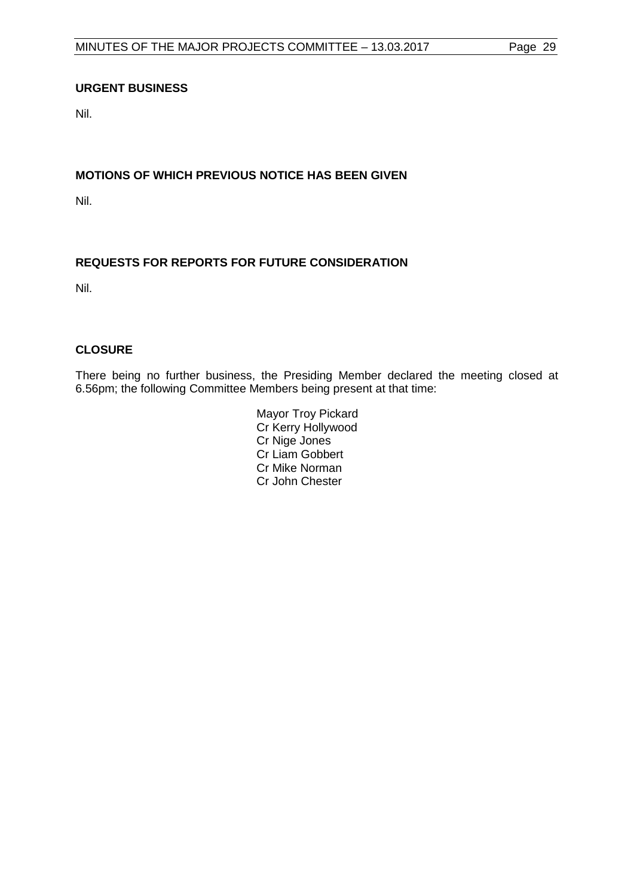**URGENT BUSINESS**

Nil.

**MOTIONS OF WHICH PREVIOUS NOTICE HAS BEEN GIVEN**

Nil.

**REQUESTS FOR REPORTS FOR FUTURE CONSIDERATION**

Nil.

**CLOSURE**

There being no further business, the Presiding Member declared the meeting closed at 6.56pm; the following Committee Members being present at that time:

Mayor Troy Pickard
Cr Kerry Hollywood
Cr Nige Jones
Cr Liam Gobbert
Cr Mike Norman
Cr John Chester